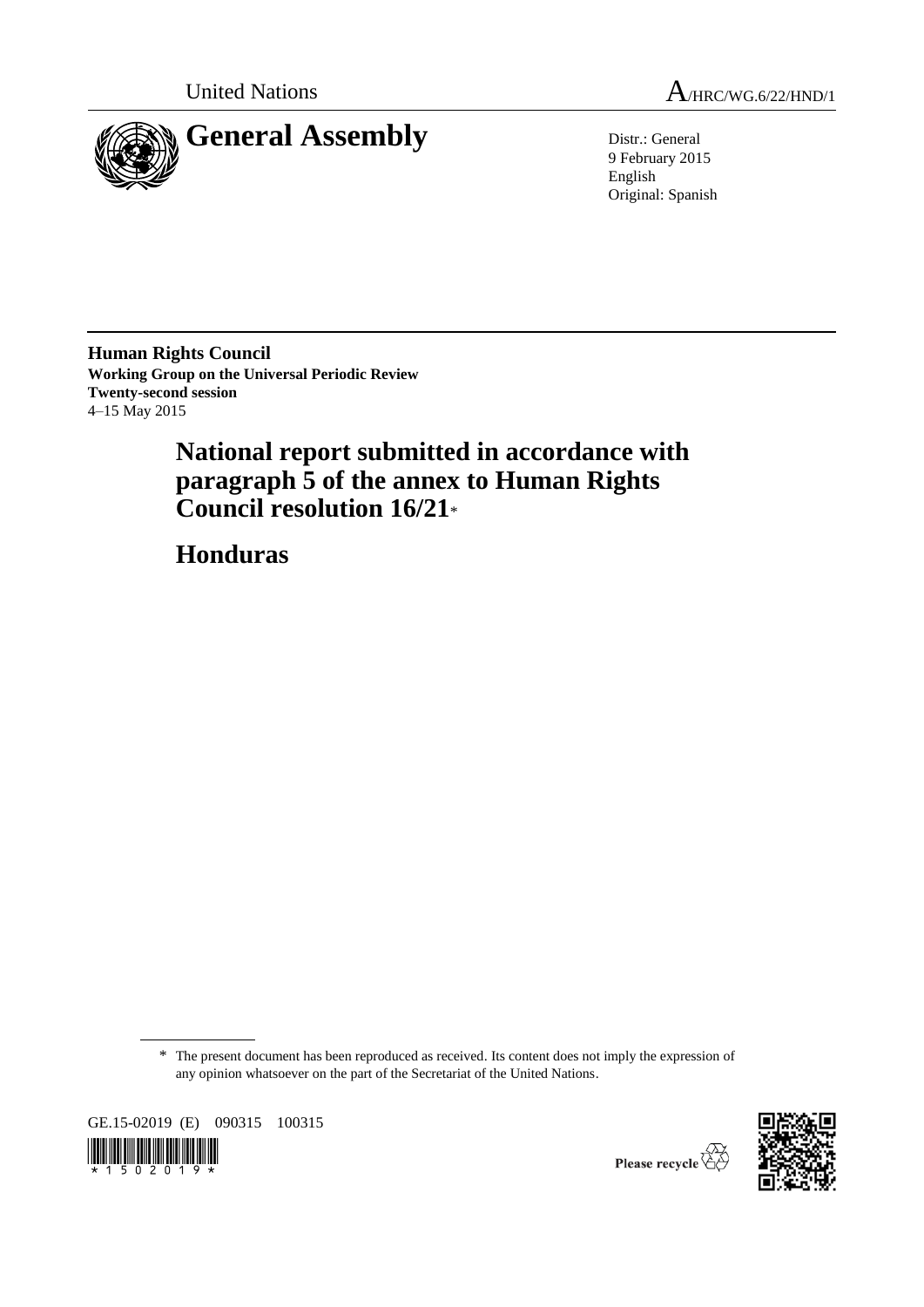United Nations A/HRC/WG.6/22/HND/1

# General Assembly

Distr.: General
9 February 2015
English
Original: Spanish

**Human Rights Council**
**Working Group on the Universal Periodic Review**
**Twenty-second session**
4–15 May 2015

# National report submitted in accordance with paragraph 5 of the annex to Human Rights Council resolution 16/21*

# Honduras

\* The present document has been reproduced as received. Its content does not imply the expression of any opinion whatsoever on the part of the Secretariat of the United Nations.

GE.15-02019 (E) 090315 100315

Please recycle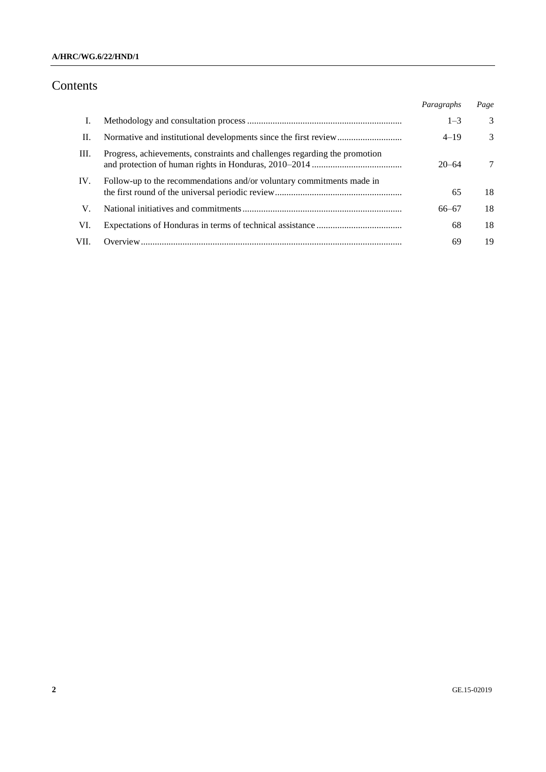# Contents

| | | *Paragraphs* | *Page* |
|---|---|---|---|
| I. | Methodology and consultation process | 1–3 | 3 |
| II. | Normative and institutional developments since the first review | 4–19 | 3 |
| III. | Progress, achievements, constraints and challenges regarding the promotion and protection of human rights in Honduras, 2010–2014 | 20–64 | 7 |
| IV. | Follow-up to the recommendations and/or voluntary commitments made in the first round of the universal periodic review | 65 | 18 |
| V. | National initiatives and commitments | 66–67 | 18 |
| VI. | Expectations of Honduras in terms of technical assistance | 68 | 18 |
| VII. | Overview | 69 | 19 |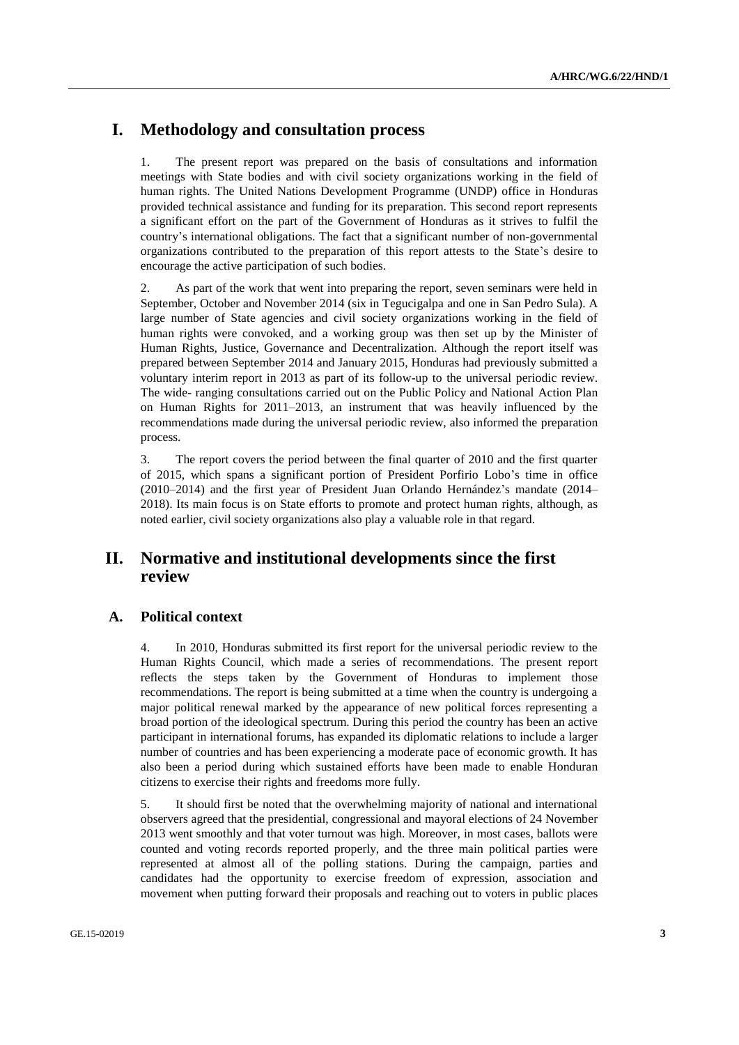## I. Methodology and consultation process

1. The present report was prepared on the basis of consultations and information meetings with State bodies and with civil society organizations working in the field of human rights. The United Nations Development Programme (UNDP) office in Honduras provided technical assistance and funding for its preparation. This second report represents a significant effort on the part of the Government of Honduras as it strives to fulfil the country's international obligations. The fact that a significant number of non-governmental organizations contributed to the preparation of this report attests to the State's desire to encourage the active participation of such bodies.

2. As part of the work that went into preparing the report, seven seminars were held in September, October and November 2014 (six in Tegucigalpa and one in San Pedro Sula). A large number of State agencies and civil society organizations working in the field of human rights were convoked, and a working group was then set up by the Minister of Human Rights, Justice, Governance and Decentralization. Although the report itself was prepared between September 2014 and January 2015, Honduras had previously submitted a voluntary interim report in 2013 as part of its follow-up to the universal periodic review. The wide- ranging consultations carried out on the Public Policy and National Action Plan on Human Rights for 2011–2013, an instrument that was heavily influenced by the recommendations made during the universal periodic review, also informed the preparation process.

3. The report covers the period between the final quarter of 2010 and the first quarter of 2015, which spans a significant portion of President Porfirio Lobo's time in office (2010–2014) and the first year of President Juan Orlando Hernández's mandate (2014–2018). Its main focus is on State efforts to promote and protect human rights, although, as noted earlier, civil society organizations also play a valuable role in that regard.

## II. Normative and institutional developments since the first review

### A. Political context

4. In 2010, Honduras submitted its first report for the universal periodic review to the Human Rights Council, which made a series of recommendations. The present report reflects the steps taken by the Government of Honduras to implement those recommendations. The report is being submitted at a time when the country is undergoing a major political renewal marked by the appearance of new political forces representing a broad portion of the ideological spectrum. During this period the country has been an active participant in international forums, has expanded its diplomatic relations to include a larger number of countries and has been experiencing a moderate pace of economic growth. It has also been a period during which sustained efforts have been made to enable Honduran citizens to exercise their rights and freedoms more fully.

5. It should first be noted that the overwhelming majority of national and international observers agreed that the presidential, congressional and mayoral elections of 24 November 2013 went smoothly and that voter turnout was high. Moreover, in most cases, ballots were counted and voting records reported properly, and the three main political parties were represented at almost all of the polling stations. During the campaign, parties and candidates had the opportunity to exercise freedom of expression, association and movement when putting forward their proposals and reaching out to voters in public places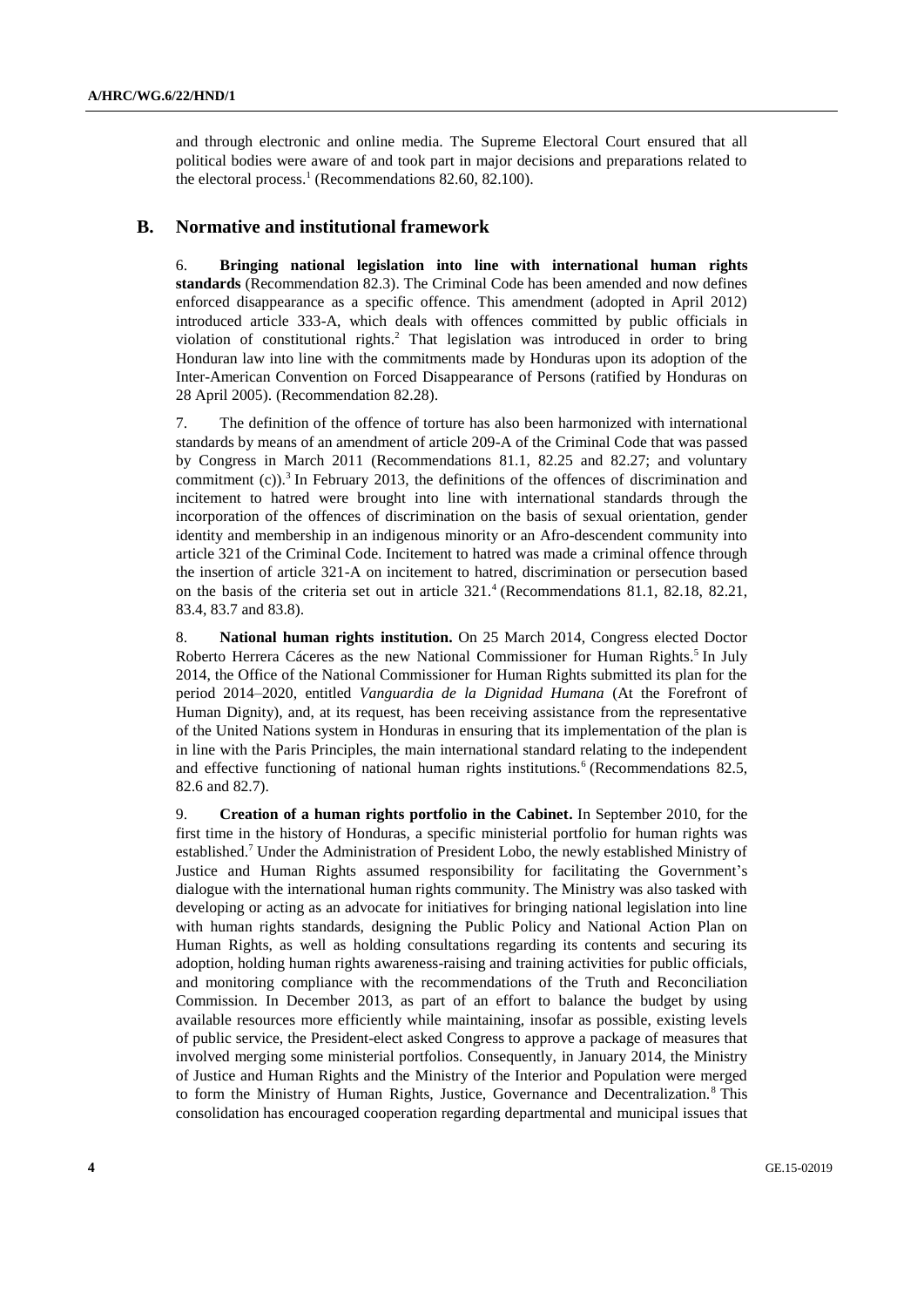and through electronic and online media. The Supreme Electoral Court ensured that all political bodies were aware of and took part in major decisions and preparations related to the electoral process.[1] (Recommendations 82.60, 82.100).

## B. Normative and institutional framework

6. **Bringing national legislation into line with international human rights standards** (Recommendation 82.3). The Criminal Code has been amended and now defines enforced disappearance as a specific offence. This amendment (adopted in April 2012) introduced article 333-A, which deals with offences committed by public officials in violation of constitutional rights.[2] That legislation was introduced in order to bring Honduran law into line with the commitments made by Honduras upon its adoption of the Inter-American Convention on Forced Disappearance of Persons (ratified by Honduras on 28 April 2005). (Recommendation 82.28).

7. The definition of the offence of torture has also been harmonized with international standards by means of an amendment of article 209-A of the Criminal Code that was passed by Congress in March 2011 (Recommendations 81.1, 82.25 and 82.27; and voluntary commitment (c)).[3] In February 2013, the definitions of the offences of discrimination and incitement to hatred were brought into line with international standards through the incorporation of the offences of discrimination on the basis of sexual orientation, gender identity and membership in an indigenous minority or an Afro-descendent community into article 321 of the Criminal Code. Incitement to hatred was made a criminal offence through the insertion of article 321-A on incitement to hatred, discrimination or persecution based on the basis of the criteria set out in article 321.[4] (Recommendations 81.1, 82.18, 82.21, 83.4, 83.7 and 83.8).

8. **National human rights institution.** On 25 March 2014, Congress elected Doctor Roberto Herrera Cáceres as the new National Commissioner for Human Rights.[5] In July 2014, the Office of the National Commissioner for Human Rights submitted its plan for the period 2014–2020, entitled *Vanguardia de la Dignidad Humana* (At the Forefront of Human Dignity), and, at its request, has been receiving assistance from the representative of the United Nations system in Honduras in ensuring that its implementation of the plan is in line with the Paris Principles, the main international standard relating to the independent and effective functioning of national human rights institutions.[6] (Recommendations 82.5, 82.6 and 82.7).

9. **Creation of a human rights portfolio in the Cabinet.** In September 2010, for the first time in the history of Honduras, a specific ministerial portfolio for human rights was established.[7] Under the Administration of President Lobo, the newly established Ministry of Justice and Human Rights assumed responsibility for facilitating the Government's dialogue with the international human rights community. The Ministry was also tasked with developing or acting as an advocate for initiatives for bringing national legislation into line with human rights standards, designing the Public Policy and National Action Plan on Human Rights, as well as holding consultations regarding its contents and securing its adoption, holding human rights awareness-raising and training activities for public officials, and monitoring compliance with the recommendations of the Truth and Reconciliation Commission. In December 2013, as part of an effort to balance the budget by using available resources more efficiently while maintaining, insofar as possible, existing levels of public service, the President-elect asked Congress to approve a package of measures that involved merging some ministerial portfolios. Consequently, in January 2014, the Ministry of Justice and Human Rights and the Ministry of the Interior and Population were merged to form the Ministry of Human Rights, Justice, Governance and Decentralization.[8] This consolidation has encouraged cooperation regarding departmental and municipal issues that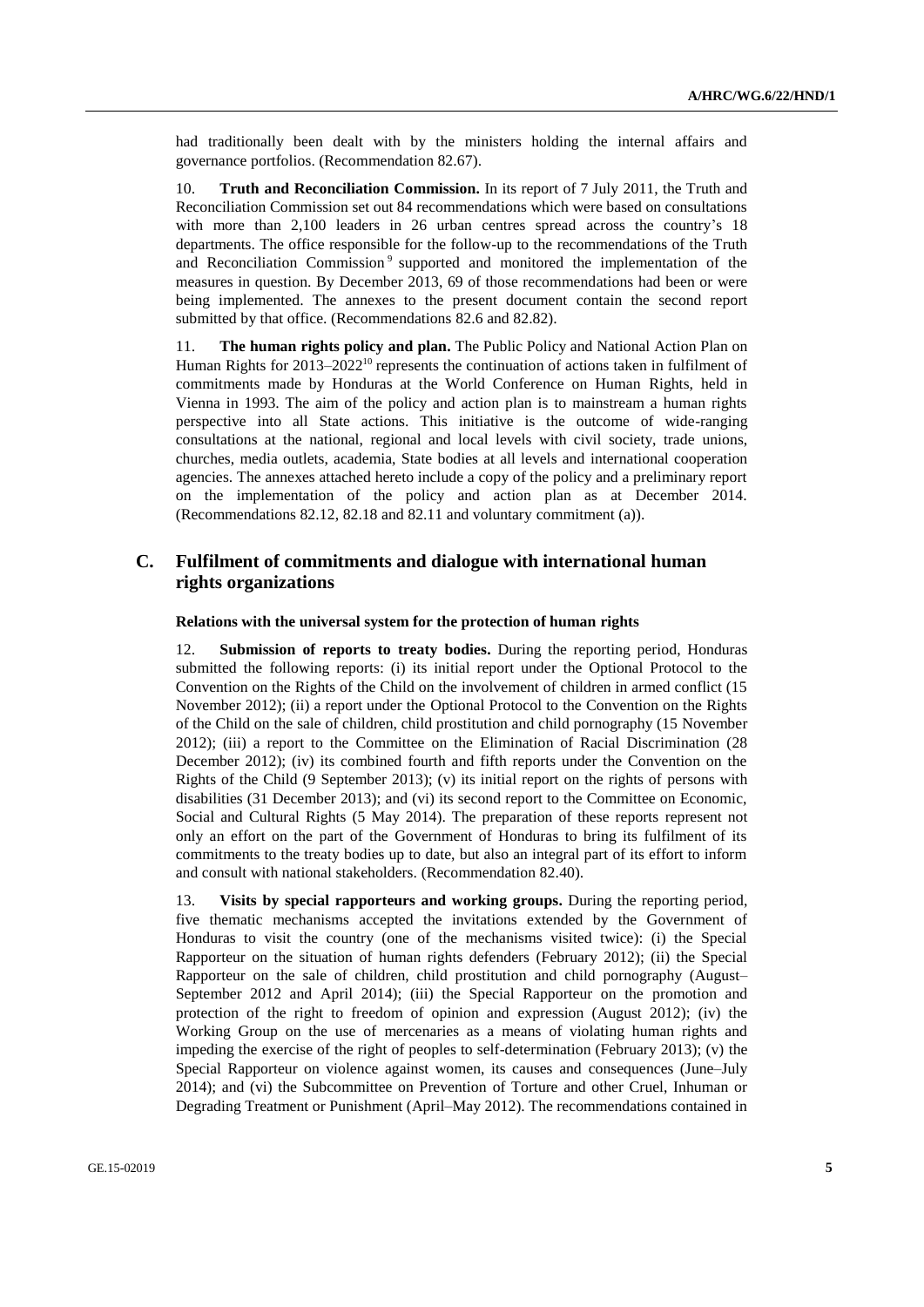had traditionally been dealt with by the ministers holding the internal affairs and governance portfolios. (Recommendation 82.67).

10. **Truth and Reconciliation Commission.** In its report of 7 July 2011, the Truth and Reconciliation Commission set out 84 recommendations which were based on consultations with more than 2,100 leaders in 26 urban centres spread across the country's 18 departments. The office responsible for the follow-up to the recommendations of the Truth and Reconciliation Commission[9] supported and monitored the implementation of the measures in question. By December 2013, 69 of those recommendations had been or were being implemented. The annexes to the present document contain the second report submitted by that office. (Recommendations 82.6 and 82.82).

11. **The human rights policy and plan.** The Public Policy and National Action Plan on Human Rights for 2013–2022[10] represents the continuation of actions taken in fulfilment of commitments made by Honduras at the World Conference on Human Rights, held in Vienna in 1993. The aim of the policy and action plan is to mainstream a human rights perspective into all State actions. This initiative is the outcome of wide-ranging consultations at the national, regional and local levels with civil society, trade unions, churches, media outlets, academia, State bodies at all levels and international cooperation agencies. The annexes attached hereto include a copy of the policy and a preliminary report on the implementation of the policy and action plan as at December 2014. (Recommendations 82.12, 82.18 and 82.11 and voluntary commitment (a)).

## C. Fulfilment of commitments and dialogue with international human rights organizations

#### Relations with the universal system for the protection of human rights

12. **Submission of reports to treaty bodies.** During the reporting period, Honduras submitted the following reports: (i) its initial report under the Optional Protocol to the Convention on the Rights of the Child on the involvement of children in armed conflict (15 November 2012); (ii) a report under the Optional Protocol to the Convention on the Rights of the Child on the sale of children, child prostitution and child pornography (15 November 2012); (iii) a report to the Committee on the Elimination of Racial Discrimination (28 December 2012); (iv) its combined fourth and fifth reports under the Convention on the Rights of the Child (9 September 2013); (v) its initial report on the rights of persons with disabilities (31 December 2013); and (vi) its second report to the Committee on Economic, Social and Cultural Rights (5 May 2014). The preparation of these reports represent not only an effort on the part of the Government of Honduras to bring its fulfilment of its commitments to the treaty bodies up to date, but also an integral part of its effort to inform and consult with national stakeholders. (Recommendation 82.40).

13. **Visits by special rapporteurs and working groups.** During the reporting period, five thematic mechanisms accepted the invitations extended by the Government of Honduras to visit the country (one of the mechanisms visited twice): (i) the Special Rapporteur on the situation of human rights defenders (February 2012); (ii) the Special Rapporteur on the sale of children, child prostitution and child pornography (August–September 2012 and April 2014); (iii) the Special Rapporteur on the promotion and protection of the right to freedom of opinion and expression (August 2012); (iv) the Working Group on the use of mercenaries as a means of violating human rights and impeding the exercise of the right of peoples to self-determination (February 2013); (v) the Special Rapporteur on violence against women, its causes and consequences (June–July 2014); and (vi) the Subcommittee on Prevention of Torture and other Cruel, Inhuman or Degrading Treatment or Punishment (April–May 2012). The recommendations contained in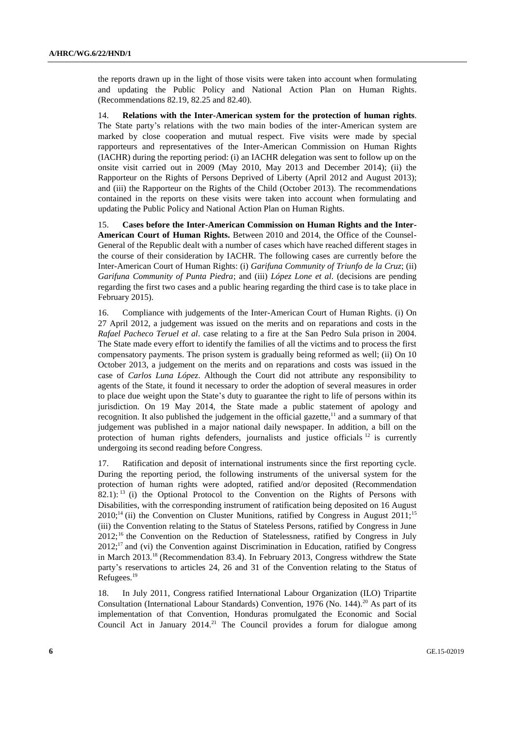the reports drawn up in the light of those visits were taken into account when formulating and updating the Public Policy and National Action Plan on Human Rights. (Recommendations 82.19, 82.25 and 82.40).

14. **Relations with the Inter-American system for the protection of human rights**. The State party's relations with the two main bodies of the inter-American system are marked by close cooperation and mutual respect. Five visits were made by special rapporteurs and representatives of the Inter-American Commission on Human Rights (IACHR) during the reporting period: (i) an IACHR delegation was sent to follow up on the onsite visit carried out in 2009 (May 2010, May 2013 and December 2014); (ii) the Rapporteur on the Rights of Persons Deprived of Liberty (April 2012 and August 2013); and (iii) the Rapporteur on the Rights of the Child (October 2013). The recommendations contained in the reports on these visits were taken into account when formulating and updating the Public Policy and National Action Plan on Human Rights.

15. **Cases before the Inter-American Commission on Human Rights and the Inter-American Court of Human Rights.** Between 2010 and 2014, the Office of the Counsel-General of the Republic dealt with a number of cases which have reached different stages in the course of their consideration by IACHR. The following cases are currently before the Inter-American Court of Human Rights: (i) *Garifuna Community of Triunfo de la Cruz*; (ii) *Garifuna Community of Punta Piedra*; and (iii) *López Lone et al*. (decisions are pending regarding the first two cases and a public hearing regarding the third case is to take place in February 2015).

16. Compliance with judgements of the Inter-American Court of Human Rights. (i) On 27 April 2012, a judgement was issued on the merits and on reparations and costs in the *Rafael Pacheco Teruel et al*. case relating to a fire at the San Pedro Sula prison in 2004. The State made every effort to identify the families of all the victims and to process the first compensatory payments. The prison system is gradually being reformed as well; (ii) On 10 October 2013, a judgement on the merits and on reparations and costs was issued in the case of *Carlos Luna López*. Although the Court did not attribute any responsibility to agents of the State, it found it necessary to order the adoption of several measures in order to place due weight upon the State's duty to guarantee the right to life of persons within its jurisdiction. On 19 May 2014, the State made a public statement of apology and recognition. It also published the judgement in the official gazette,[11] and a summary of that judgement was published in a major national daily newspaper. In addition, a bill on the protection of human rights defenders, journalists and justice officials [12] is currently undergoing its second reading before Congress.

17. Ratification and deposit of international instruments since the first reporting cycle. During the reporting period, the following instruments of the universal system for the protection of human rights were adopted, ratified and/or deposited (Recommendation 82.1): [13] (i) the Optional Protocol to the Convention on the Rights of Persons with Disabilities, with the corresponding instrument of ratification being deposited on 16 August 2010;[14] (ii) the Convention on Cluster Munitions, ratified by Congress in August 2011;[15] (iii) the Convention relating to the Status of Stateless Persons, ratified by Congress in June 2012;[16] the Convention on the Reduction of Statelessness, ratified by Congress in July 2012;[17] and (vi) the Convention against Discrimination in Education, ratified by Congress in March 2013.[18] (Recommendation 83.4). In February 2013, Congress withdrew the State party's reservations to articles 24, 26 and 31 of the Convention relating to the Status of Refugees.[19]

18. In July 2011, Congress ratified International Labour Organization (ILO) Tripartite Consultation (International Labour Standards) Convention, 1976 (No. 144).[20] As part of its implementation of that Convention, Honduras promulgated the Economic and Social Council Act in January 2014.[21] The Council provides a forum for dialogue among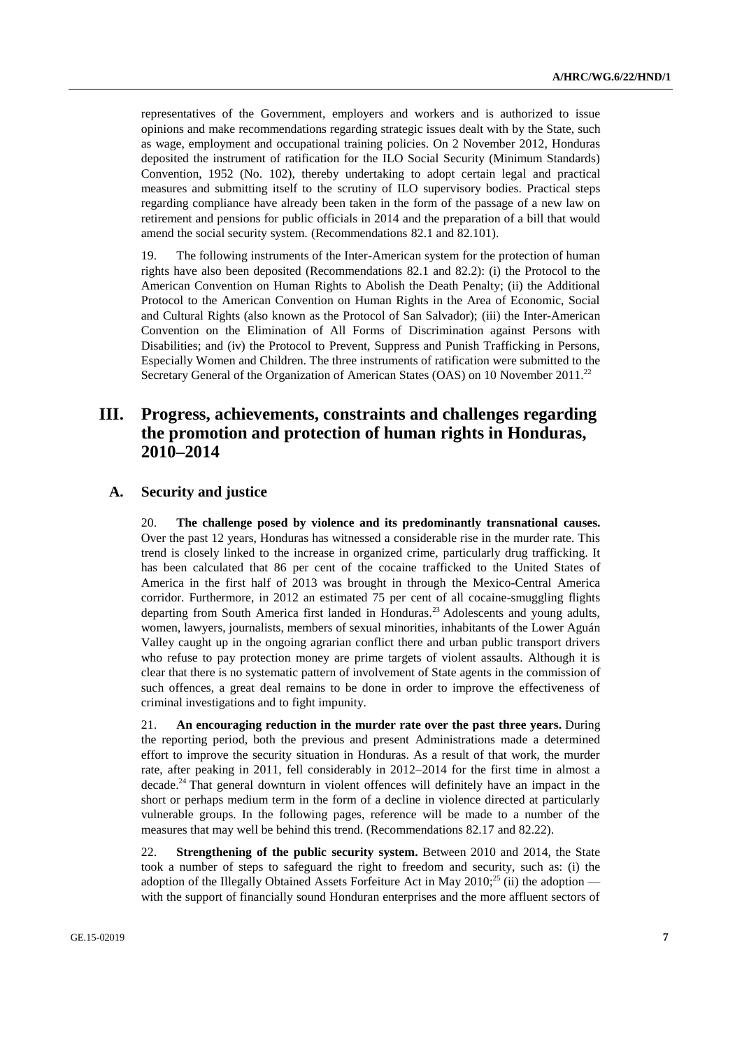representatives of the Government, employers and workers and is authorized to issue opinions and make recommendations regarding strategic issues dealt with by the State, such as wage, employment and occupational training policies. On 2 November 2012, Honduras deposited the instrument of ratification for the ILO Social Security (Minimum Standards) Convention, 1952 (No. 102), thereby undertaking to adopt certain legal and practical measures and submitting itself to the scrutiny of ILO supervisory bodies. Practical steps regarding compliance have already been taken in the form of the passage of a new law on retirement and pensions for public officials in 2014 and the preparation of a bill that would amend the social security system. (Recommendations 82.1 and 82.101).

19. The following instruments of the Inter-American system for the protection of human rights have also been deposited (Recommendations 82.1 and 82.2): (i) the Protocol to the American Convention on Human Rights to Abolish the Death Penalty; (ii) the Additional Protocol to the American Convention on Human Rights in the Area of Economic, Social and Cultural Rights (also known as the Protocol of San Salvador); (iii) the Inter-American Convention on the Elimination of All Forms of Discrimination against Persons with Disabilities; and (iv) the Protocol to Prevent, Suppress and Punish Trafficking in Persons, Especially Women and Children. The three instruments of ratification were submitted to the Secretary General of the Organization of American States (OAS) on 10 November 2011.[22]

# III. Progress, achievements, constraints and challenges regarding the promotion and protection of human rights in Honduras, 2010–2014

## A. Security and justice

20. **The challenge posed by violence and its predominantly transnational causes.** Over the past 12 years, Honduras has witnessed a considerable rise in the murder rate. This trend is closely linked to the increase in organized crime, particularly drug trafficking. It has been calculated that 86 per cent of the cocaine trafficked to the United States of America in the first half of 2013 was brought in through the Mexico-Central America corridor. Furthermore, in 2012 an estimated 75 per cent of all cocaine-smuggling flights departing from South America first landed in Honduras.[23] Adolescents and young adults, women, lawyers, journalists, members of sexual minorities, inhabitants of the Lower Aguán Valley caught up in the ongoing agrarian conflict there and urban public transport drivers who refuse to pay protection money are prime targets of violent assaults. Although it is clear that there is no systematic pattern of involvement of State agents in the commission of such offences, a great deal remains to be done in order to improve the effectiveness of criminal investigations and to fight impunity.

21. **An encouraging reduction in the murder rate over the past three years.** During the reporting period, both the previous and present Administrations made a determined effort to improve the security situation in Honduras. As a result of that work, the murder rate, after peaking in 2011, fell considerably in 2012–2014 for the first time in almost a decade.[24] That general downturn in violent offences will definitely have an impact in the short or perhaps medium term in the form of a decline in violence directed at particularly vulnerable groups. In the following pages, reference will be made to a number of the measures that may well be behind this trend. (Recommendations 82.17 and 82.22).

22. **Strengthening of the public security system.** Between 2010 and 2014, the State took a number of steps to safeguard the right to freedom and security, such as: (i) the adoption of the Illegally Obtained Assets Forfeiture Act in May 2010;[25] (ii) the adoption — with the support of financially sound Honduran enterprises and the more affluent sectors of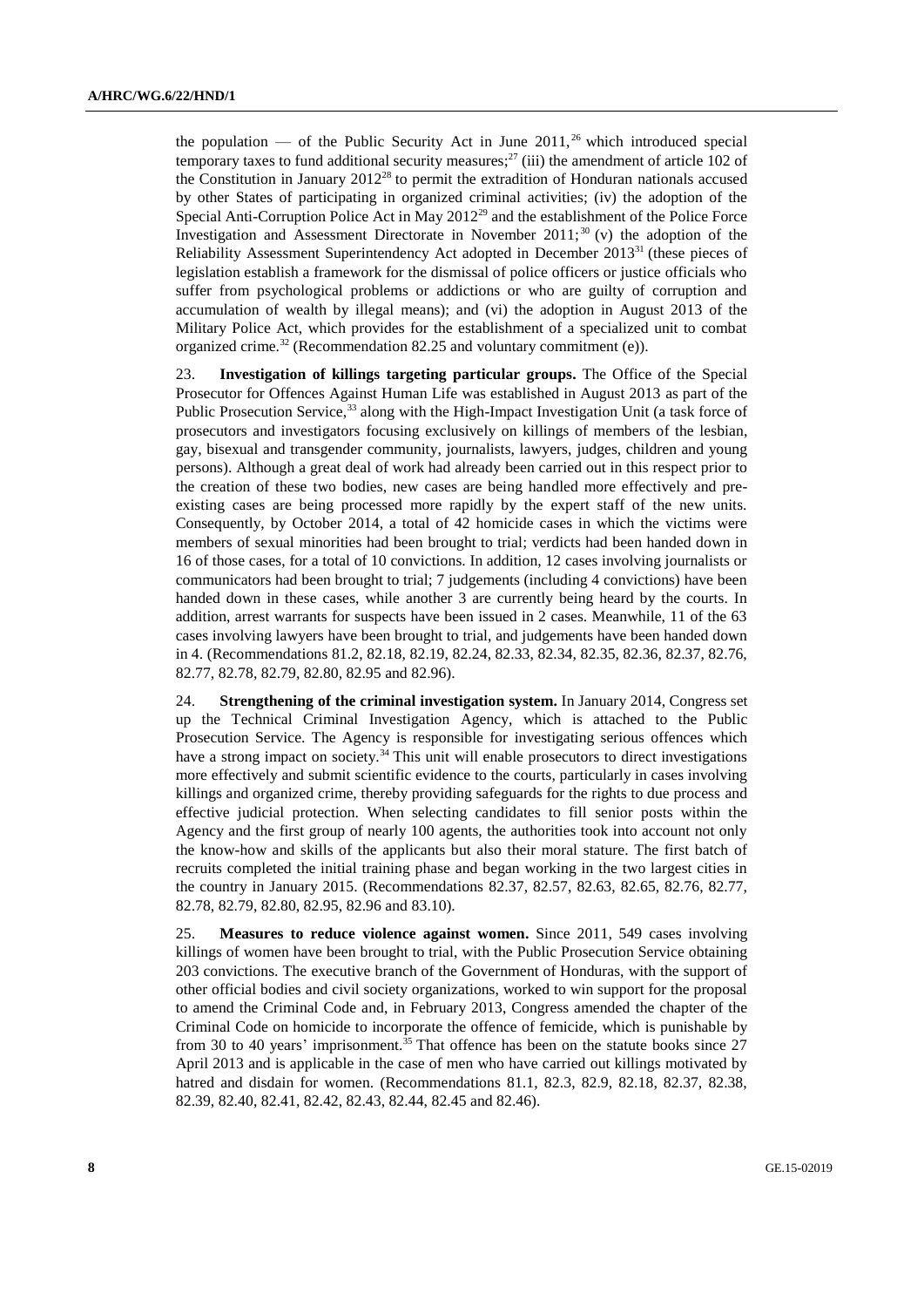the population — of the Public Security Act in June 2011,[26] which introduced special temporary taxes to fund additional security measures;[27] (iii) the amendment of article 102 of the Constitution in January 2012[28] to permit the extradition of Honduran nationals accused by other States of participating in organized criminal activities; (iv) the adoption of the Special Anti-Corruption Police Act in May 2012[29] and the establishment of the Police Force Investigation and Assessment Directorate in November 2011;[30] (v) the adoption of the Reliability Assessment Superintendency Act adopted in December 2013[31] (these pieces of legislation establish a framework for the dismissal of police officers or justice officials who suffer from psychological problems or addictions or who are guilty of corruption and accumulation of wealth by illegal means); and (vi) the adoption in August 2013 of the Military Police Act, which provides for the establishment of a specialized unit to combat organized crime.[32] (Recommendation 82.25 and voluntary commitment (e)).

23. **Investigation of killings targeting particular groups.** The Office of the Special Prosecutor for Offences Against Human Life was established in August 2013 as part of the Public Prosecution Service,[33] along with the High-Impact Investigation Unit (a task force of prosecutors and investigators focusing exclusively on killings of members of the lesbian, gay, bisexual and transgender community, journalists, lawyers, judges, children and young persons). Although a great deal of work had already been carried out in this respect prior to the creation of these two bodies, new cases are being handled more effectively and pre-existing cases are being processed more rapidly by the expert staff of the new units. Consequently, by October 2014, a total of 42 homicide cases in which the victims were members of sexual minorities had been brought to trial; verdicts had been handed down in 16 of those cases, for a total of 10 convictions. In addition, 12 cases involving journalists or communicators had been brought to trial; 7 judgements (including 4 convictions) have been handed down in these cases, while another 3 are currently being heard by the courts. In addition, arrest warrants for suspects have been issued in 2 cases. Meanwhile, 11 of the 63 cases involving lawyers have been brought to trial, and judgements have been handed down in 4. (Recommendations 81.2, 82.18, 82.19, 82.24, 82.33, 82.34, 82.35, 82.36, 82.37, 82.76, 82.77, 82.78, 82.79, 82.80, 82.95 and 82.96).

24. **Strengthening of the criminal investigation system.** In January 2014, Congress set up the Technical Criminal Investigation Agency, which is attached to the Public Prosecution Service. The Agency is responsible for investigating serious offences which have a strong impact on society.[34] This unit will enable prosecutors to direct investigations more effectively and submit scientific evidence to the courts, particularly in cases involving killings and organized crime, thereby providing safeguards for the rights to due process and effective judicial protection. When selecting candidates to fill senior posts within the Agency and the first group of nearly 100 agents, the authorities took into account not only the know-how and skills of the applicants but also their moral stature. The first batch of recruits completed the initial training phase and began working in the two largest cities in the country in January 2015. (Recommendations 82.37, 82.57, 82.63, 82.65, 82.76, 82.77, 82.78, 82.79, 82.80, 82.95, 82.96 and 83.10).

25. **Measures to reduce violence against women.** Since 2011, 549 cases involving killings of women have been brought to trial, with the Public Prosecution Service obtaining 203 convictions. The executive branch of the Government of Honduras, with the support of other official bodies and civil society organizations, worked to win support for the proposal to amend the Criminal Code and, in February 2013, Congress amended the chapter of the Criminal Code on homicide to incorporate the offence of femicide, which is punishable by from 30 to 40 years' imprisonment.[35] That offence has been on the statute books since 27 April 2013 and is applicable in the case of men who have carried out killings motivated by hatred and disdain for women. (Recommendations 81.1, 82.3, 82.9, 82.18, 82.37, 82.38, 82.39, 82.40, 82.41, 82.42, 82.43, 82.44, 82.45 and 82.46).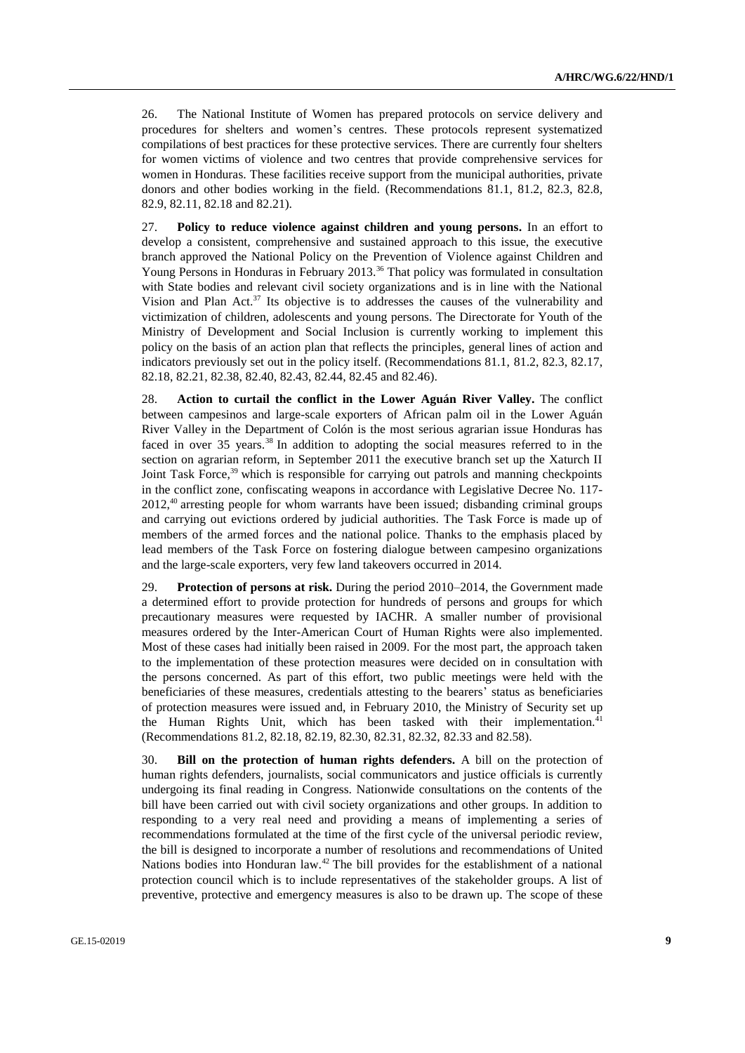26. The National Institute of Women has prepared protocols on service delivery and procedures for shelters and women's centres. These protocols represent systematized compilations of best practices for these protective services. There are currently four shelters for women victims of violence and two centres that provide comprehensive services for women in Honduras. These facilities receive support from the municipal authorities, private donors and other bodies working in the field. (Recommendations 81.1, 81.2, 82.3, 82.8, 82.9, 82.11, 82.18 and 82.21).

27. **Policy to reduce violence against children and young persons.** In an effort to develop a consistent, comprehensive and sustained approach to this issue, the executive branch approved the National Policy on the Prevention of Violence against Children and Young Persons in Honduras in February 2013.[36] That policy was formulated in consultation with State bodies and relevant civil society organizations and is in line with the National Vision and Plan Act.[37] Its objective is to addresses the causes of the vulnerability and victimization of children, adolescents and young persons. The Directorate for Youth of the Ministry of Development and Social Inclusion is currently working to implement this policy on the basis of an action plan that reflects the principles, general lines of action and indicators previously set out in the policy itself. (Recommendations 81.1, 81.2, 82.3, 82.17, 82.18, 82.21, 82.38, 82.40, 82.43, 82.44, 82.45 and 82.46).

28. **Action to curtail the conflict in the Lower Aguán River Valley.** The conflict between campesinos and large-scale exporters of African palm oil in the Lower Aguán River Valley in the Department of Colón is the most serious agrarian issue Honduras has faced in over 35 years.[38] In addition to adopting the social measures referred to in the section on agrarian reform, in September 2011 the executive branch set up the Xaturch II Joint Task Force,[39] which is responsible for carrying out patrols and manning checkpoints in the conflict zone, confiscating weapons in accordance with Legislative Decree No. 117-2012,[40] arresting people for whom warrants have been issued; disbanding criminal groups and carrying out evictions ordered by judicial authorities. The Task Force is made up of members of the armed forces and the national police. Thanks to the emphasis placed by lead members of the Task Force on fostering dialogue between campesino organizations and the large-scale exporters, very few land takeovers occurred in 2014.

29. **Protection of persons at risk.** During the period 2010–2014, the Government made a determined effort to provide protection for hundreds of persons and groups for which precautionary measures were requested by IACHR. A smaller number of provisional measures ordered by the Inter-American Court of Human Rights were also implemented. Most of these cases had initially been raised in 2009. For the most part, the approach taken to the implementation of these protection measures were decided on in consultation with the persons concerned. As part of this effort, two public meetings were held with the beneficiaries of these measures, credentials attesting to the bearers' status as beneficiaries of protection measures were issued and, in February 2010, the Ministry of Security set up the Human Rights Unit, which has been tasked with their implementation.[41] (Recommendations 81.2, 82.18, 82.19, 82.30, 82.31, 82.32, 82.33 and 82.58).

30. **Bill on the protection of human rights defenders.** A bill on the protection of human rights defenders, journalists, social communicators and justice officials is currently undergoing its final reading in Congress. Nationwide consultations on the contents of the bill have been carried out with civil society organizations and other groups. In addition to responding to a very real need and providing a means of implementing a series of recommendations formulated at the time of the first cycle of the universal periodic review, the bill is designed to incorporate a number of resolutions and recommendations of United Nations bodies into Honduran law.[42] The bill provides for the establishment of a national protection council which is to include representatives of the stakeholder groups. A list of preventive, protective and emergency measures is also to be drawn up. The scope of these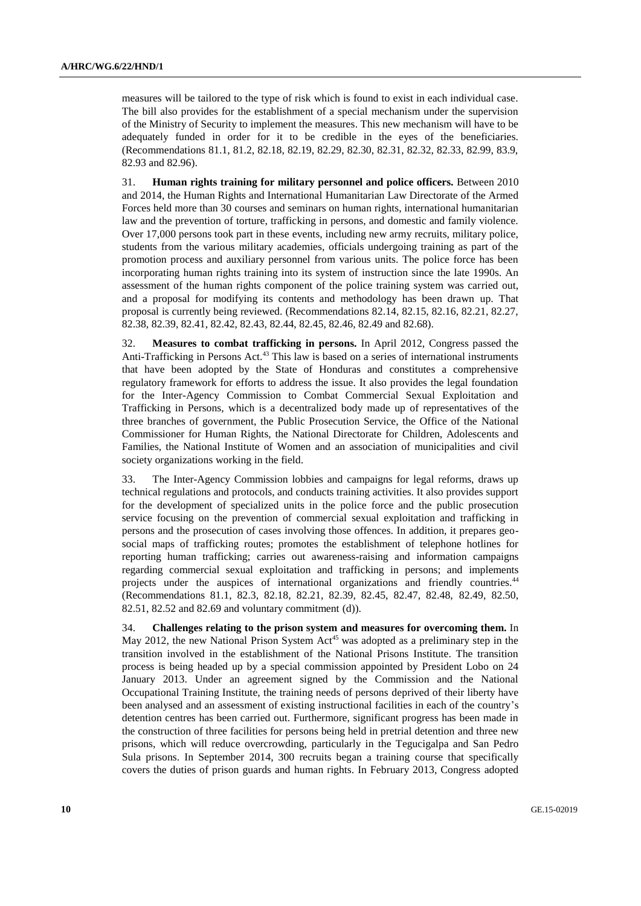measures will be tailored to the type of risk which is found to exist in each individual case. The bill also provides for the establishment of a special mechanism under the supervision of the Ministry of Security to implement the measures. This new mechanism will have to be adequately funded in order for it to be credible in the eyes of the beneficiaries. (Recommendations 81.1, 81.2, 82.18, 82.19, 82.29, 82.30, 82.31, 82.32, 82.33, 82.99, 83.9, 82.93 and 82.96).

31. **Human rights training for military personnel and police officers.** Between 2010 and 2014, the Human Rights and International Humanitarian Law Directorate of the Armed Forces held more than 30 courses and seminars on human rights, international humanitarian law and the prevention of torture, trafficking in persons, and domestic and family violence. Over 17,000 persons took part in these events, including new army recruits, military police, students from the various military academies, officials undergoing training as part of the promotion process and auxiliary personnel from various units. The police force has been incorporating human rights training into its system of instruction since the late 1990s. An assessment of the human rights component of the police training system was carried out, and a proposal for modifying its contents and methodology has been drawn up. That proposal is currently being reviewed. (Recommendations 82.14, 82.15, 82.16, 82.21, 82.27, 82.38, 82.39, 82.41, 82.42, 82.43, 82.44, 82.45, 82.46, 82.49 and 82.68).

32. **Measures to combat trafficking in persons.** In April 2012, Congress passed the Anti-Trafficking in Persons Act.[43] This law is based on a series of international instruments that have been adopted by the State of Honduras and constitutes a comprehensive regulatory framework for efforts to address the issue. It also provides the legal foundation for the Inter-Agency Commission to Combat Commercial Sexual Exploitation and Trafficking in Persons, which is a decentralized body made up of representatives of the three branches of government, the Public Prosecution Service, the Office of the National Commissioner for Human Rights, the National Directorate for Children, Adolescents and Families, the National Institute of Women and an association of municipalities and civil society organizations working in the field.

33. The Inter-Agency Commission lobbies and campaigns for legal reforms, draws up technical regulations and protocols, and conducts training activities. It also provides support for the development of specialized units in the police force and the public prosecution service focusing on the prevention of commercial sexual exploitation and trafficking in persons and the prosecution of cases involving those offences. In addition, it prepares geo-social maps of trafficking routes; promotes the establishment of telephone hotlines for reporting human trafficking; carries out awareness-raising and information campaigns regarding commercial sexual exploitation and trafficking in persons; and implements projects under the auspices of international organizations and friendly countries.[44] (Recommendations 81.1, 82.3, 82.18, 82.21, 82.39, 82.45, 82.47, 82.48, 82.49, 82.50, 82.51, 82.52 and 82.69 and voluntary commitment (d)).

34. **Challenges relating to the prison system and measures for overcoming them.** In May 2012, the new National Prison System Act[45] was adopted as a preliminary step in the transition involved in the establishment of the National Prisons Institute. The transition process is being headed up by a special commission appointed by President Lobo on 24 January 2013. Under an agreement signed by the Commission and the National Occupational Training Institute, the training needs of persons deprived of their liberty have been analysed and an assessment of existing instructional facilities in each of the country's detention centres has been carried out. Furthermore, significant progress has been made in the construction of three facilities for persons being held in pretrial detention and three new prisons, which will reduce overcrowding, particularly in the Tegucigalpa and San Pedro Sula prisons. In September 2014, 300 recruits began a training course that specifically covers the duties of prison guards and human rights. In February 2013, Congress adopted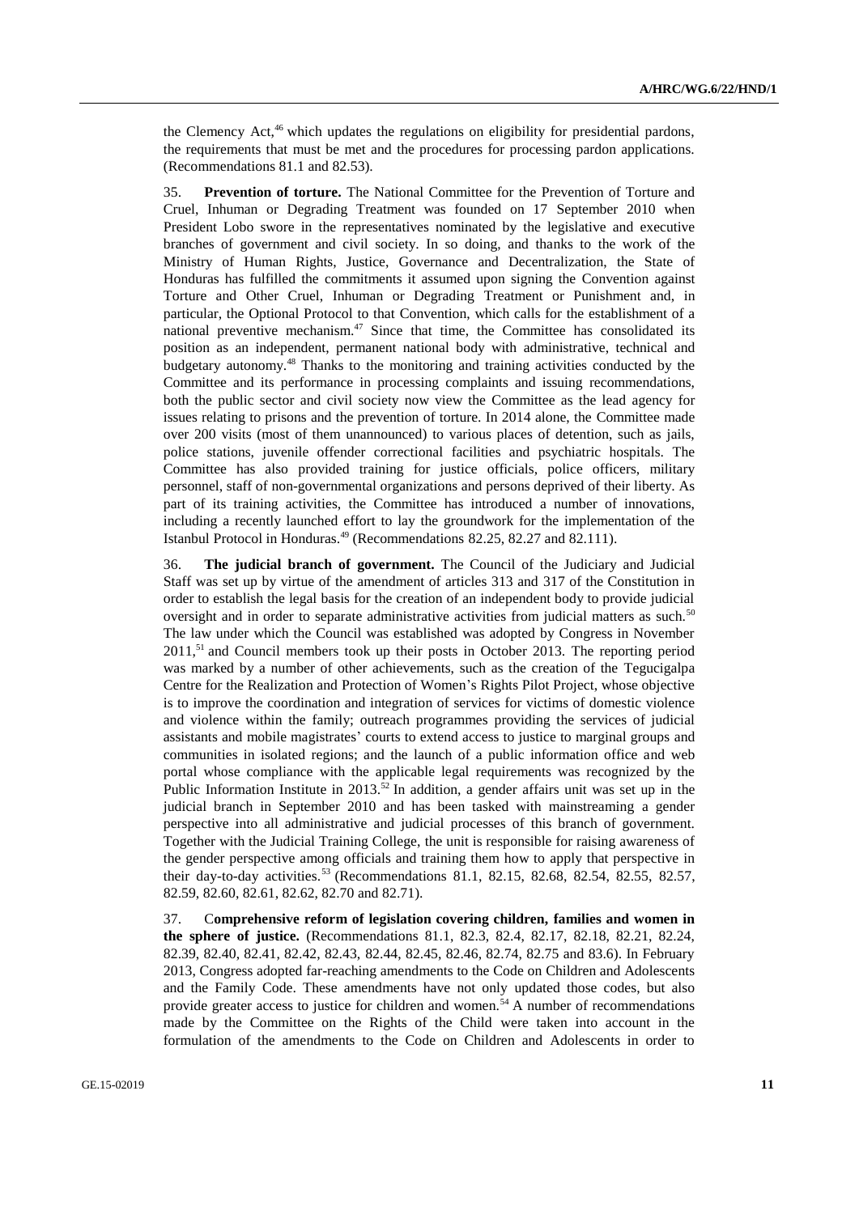the Clemency Act,[46] which updates the regulations on eligibility for presidential pardons, the requirements that must be met and the procedures for processing pardon applications. (Recommendations 81.1 and 82.53).

35. **Prevention of torture.** The National Committee for the Prevention of Torture and Cruel, Inhuman or Degrading Treatment was founded on 17 September 2010 when President Lobo swore in the representatives nominated by the legislative and executive branches of government and civil society. In so doing, and thanks to the work of the Ministry of Human Rights, Justice, Governance and Decentralization, the State of Honduras has fulfilled the commitments it assumed upon signing the Convention against Torture and Other Cruel, Inhuman or Degrading Treatment or Punishment and, in particular, the Optional Protocol to that Convention, which calls for the establishment of a national preventive mechanism.[47] Since that time, the Committee has consolidated its position as an independent, permanent national body with administrative, technical and budgetary autonomy.[48] Thanks to the monitoring and training activities conducted by the Committee and its performance in processing complaints and issuing recommendations, both the public sector and civil society now view the Committee as the lead agency for issues relating to prisons and the prevention of torture. In 2014 alone, the Committee made over 200 visits (most of them unannounced) to various places of detention, such as jails, police stations, juvenile offender correctional facilities and psychiatric hospitals. The Committee has also provided training for justice officials, police officers, military personnel, staff of non-governmental organizations and persons deprived of their liberty. As part of its training activities, the Committee has introduced a number of innovations, including a recently launched effort to lay the groundwork for the implementation of the Istanbul Protocol in Honduras.[49] (Recommendations 82.25, 82.27 and 82.111).

36. **The judicial branch of government.** The Council of the Judiciary and Judicial Staff was set up by virtue of the amendment of articles 313 and 317 of the Constitution in order to establish the legal basis for the creation of an independent body to provide judicial oversight and in order to separate administrative activities from judicial matters as such.[50] The law under which the Council was established was adopted by Congress in November 2011,[51] and Council members took up their posts in October 2013. The reporting period was marked by a number of other achievements, such as the creation of the Tegucigalpa Centre for the Realization and Protection of Women's Rights Pilot Project, whose objective is to improve the coordination and integration of services for victims of domestic violence and violence within the family; outreach programmes providing the services of judicial assistants and mobile magistrates' courts to extend access to justice to marginal groups and communities in isolated regions; and the launch of a public information office and web portal whose compliance with the applicable legal requirements was recognized by the Public Information Institute in 2013.[52] In addition, a gender affairs unit was set up in the judicial branch in September 2010 and has been tasked with mainstreaming a gender perspective into all administrative and judicial processes of this branch of government. Together with the Judicial Training College, the unit is responsible for raising awareness of the gender perspective among officials and training them how to apply that perspective in their day-to-day activities.[53] (Recommendations 81.1, 82.15, 82.68, 82.54, 82.55, 82.57, 82.59, 82.60, 82.61, 82.62, 82.70 and 82.71).

37. **Comprehensive reform of legislation covering children, families and women in the sphere of justice.** (Recommendations 81.1, 82.3, 82.4, 82.17, 82.18, 82.21, 82.24, 82.39, 82.40, 82.41, 82.42, 82.43, 82.44, 82.45, 82.46, 82.74, 82.75 and 83.6). In February 2013, Congress adopted far-reaching amendments to the Code on Children and Adolescents and the Family Code. These amendments have not only updated those codes, but also provide greater access to justice for children and women.[54] A number of recommendations made by the Committee on the Rights of the Child were taken into account in the formulation of the amendments to the Code on Children and Adolescents in order to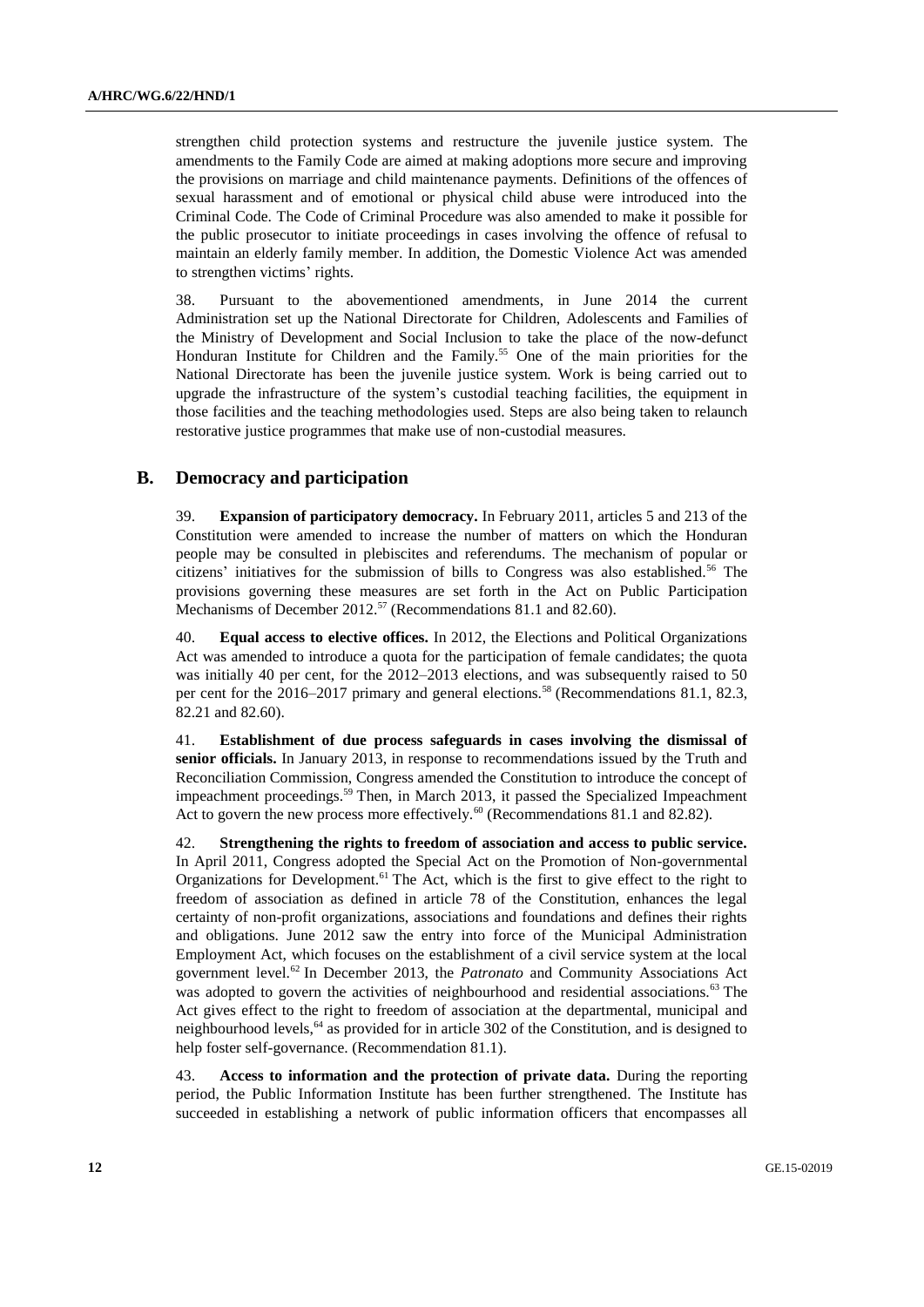strengthen child protection systems and restructure the juvenile justice system. The amendments to the Family Code are aimed at making adoptions more secure and improving the provisions on marriage and child maintenance payments. Definitions of the offences of sexual harassment and of emotional or physical child abuse were introduced into the Criminal Code. The Code of Criminal Procedure was also amended to make it possible for the public prosecutor to initiate proceedings in cases involving the offence of refusal to maintain an elderly family member. In addition, the Domestic Violence Act was amended to strengthen victims' rights.

38. Pursuant to the abovementioned amendments, in June 2014 the current Administration set up the National Directorate for Children, Adolescents and Families of the Ministry of Development and Social Inclusion to take the place of the now-defunct Honduran Institute for Children and the Family.[55] One of the main priorities for the National Directorate has been the juvenile justice system. Work is being carried out to upgrade the infrastructure of the system's custodial teaching facilities, the equipment in those facilities and the teaching methodologies used. Steps are also being taken to relaunch restorative justice programmes that make use of non-custodial measures.

## B. Democracy and participation

39. **Expansion of participatory democracy.** In February 2011, articles 5 and 213 of the Constitution were amended to increase the number of matters on which the Honduran people may be consulted in plebiscites and referendums. The mechanism of popular or citizens' initiatives for the submission of bills to Congress was also established.[56] The provisions governing these measures are set forth in the Act on Public Participation Mechanisms of December 2012.[57] (Recommendations 81.1 and 82.60).

40. **Equal access to elective offices.** In 2012, the Elections and Political Organizations Act was amended to introduce a quota for the participation of female candidates; the quota was initially 40 per cent, for the 2012–2013 elections, and was subsequently raised to 50 per cent for the 2016–2017 primary and general elections.[58] (Recommendations 81.1, 82.3, 82.21 and 82.60).

41. **Establishment of due process safeguards in cases involving the dismissal of senior officials.** In January 2013, in response to recommendations issued by the Truth and Reconciliation Commission, Congress amended the Constitution to introduce the concept of impeachment proceedings.[59] Then, in March 2013, it passed the Specialized Impeachment Act to govern the new process more effectively.[60] (Recommendations 81.1 and 82.82).

42. **Strengthening the rights to freedom of association and access to public service.** In April 2011, Congress adopted the Special Act on the Promotion of Non-governmental Organizations for Development.[61] The Act, which is the first to give effect to the right to freedom of association as defined in article 78 of the Constitution, enhances the legal certainty of non-profit organizations, associations and foundations and defines their rights and obligations. June 2012 saw the entry into force of the Municipal Administration Employment Act, which focuses on the establishment of a civil service system at the local government level.[62] In December 2013, the *Patronato* and Community Associations Act was adopted to govern the activities of neighbourhood and residential associations.[63] The Act gives effect to the right to freedom of association at the departmental, municipal and neighbourhood levels,[64] as provided for in article 302 of the Constitution, and is designed to help foster self-governance. (Recommendation 81.1).

43. **Access to information and the protection of private data.** During the reporting period, the Public Information Institute has been further strengthened. The Institute has succeeded in establishing a network of public information officers that encompasses all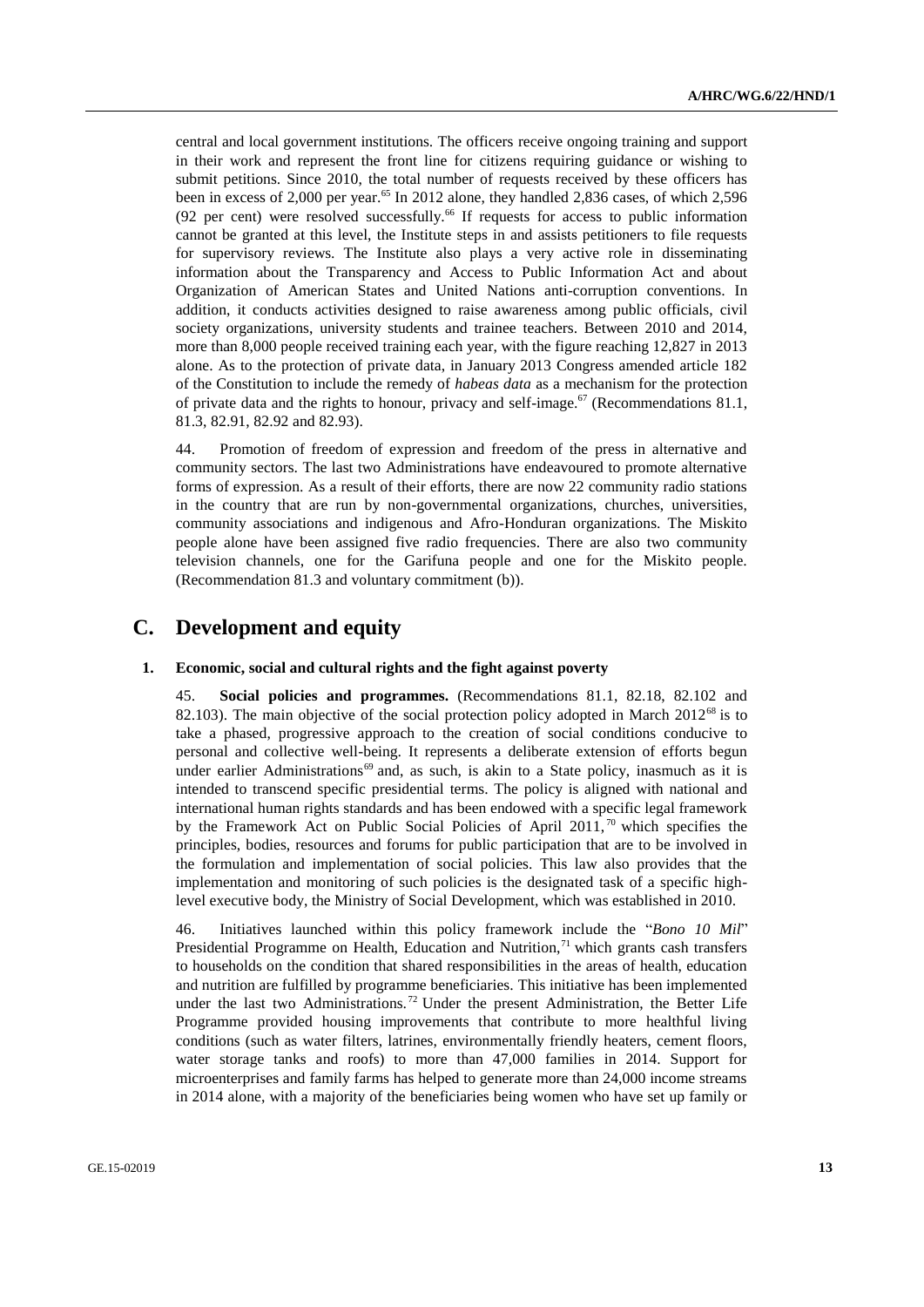central and local government institutions. The officers receive ongoing training and support in their work and represent the front line for citizens requiring guidance or wishing to submit petitions. Since 2010, the total number of requests received by these officers has been in excess of 2,000 per year.[65] In 2012 alone, they handled 2,836 cases, of which 2,596 (92 per cent) were resolved successfully.[66] If requests for access to public information cannot be granted at this level, the Institute steps in and assists petitioners to file requests for supervisory reviews. The Institute also plays a very active role in disseminating information about the Transparency and Access to Public Information Act and about Organization of American States and United Nations anti-corruption conventions. In addition, it conducts activities designed to raise awareness among public officials, civil society organizations, university students and trainee teachers. Between 2010 and 2014, more than 8,000 people received training each year, with the figure reaching 12,827 in 2013 alone. As to the protection of private data, in January 2013 Congress amended article 182 of the Constitution to include the remedy of *habeas data* as a mechanism for the protection of private data and the rights to honour, privacy and self-image.[67] (Recommendations 81.1, 81.3, 82.91, 82.92 and 82.93).

44. Promotion of freedom of expression and freedom of the press in alternative and community sectors. The last two Administrations have endeavoured to promote alternative forms of expression. As a result of their efforts, there are now 22 community radio stations in the country that are run by non-governmental organizations, churches, universities, community associations and indigenous and Afro-Honduran organizations. The Miskito people alone have been assigned five radio frequencies. There are also two community television channels, one for the Garifuna people and one for the Miskito people. (Recommendation 81.3 and voluntary commitment (b)).

## C. Development and equity

### 1. Economic, social and cultural rights and the fight against poverty

45. **Social policies and programmes.** (Recommendations 81.1, 82.18, 82.102 and 82.103). The main objective of the social protection policy adopted in March 2012[68] is to take a phased, progressive approach to the creation of social conditions conducive to personal and collective well-being. It represents a deliberate extension of efforts begun under earlier Administrations[69] and, as such, is akin to a State policy, inasmuch as it is intended to transcend specific presidential terms. The policy is aligned with national and international human rights standards and has been endowed with a specific legal framework by the Framework Act on Public Social Policies of April 2011,[70] which specifies the principles, bodies, resources and forums for public participation that are to be involved in the formulation and implementation of social policies. This law also provides that the implementation and monitoring of such policies is the designated task of a specific high-level executive body, the Ministry of Social Development, which was established in 2010.

46. Initiatives launched within this policy framework include the "*Bono 10 Mil*" Presidential Programme on Health, Education and Nutrition,[71] which grants cash transfers to households on the condition that shared responsibilities in the areas of health, education and nutrition are fulfilled by programme beneficiaries. This initiative has been implemented under the last two Administrations.[72] Under the present Administration, the Better Life Programme provided housing improvements that contribute to more healthful living conditions (such as water filters, latrines, environmentally friendly heaters, cement floors, water storage tanks and roofs) to more than 47,000 families in 2014. Support for microenterprises and family farms has helped to generate more than 24,000 income streams in 2014 alone, with a majority of the beneficiaries being women who have set up family or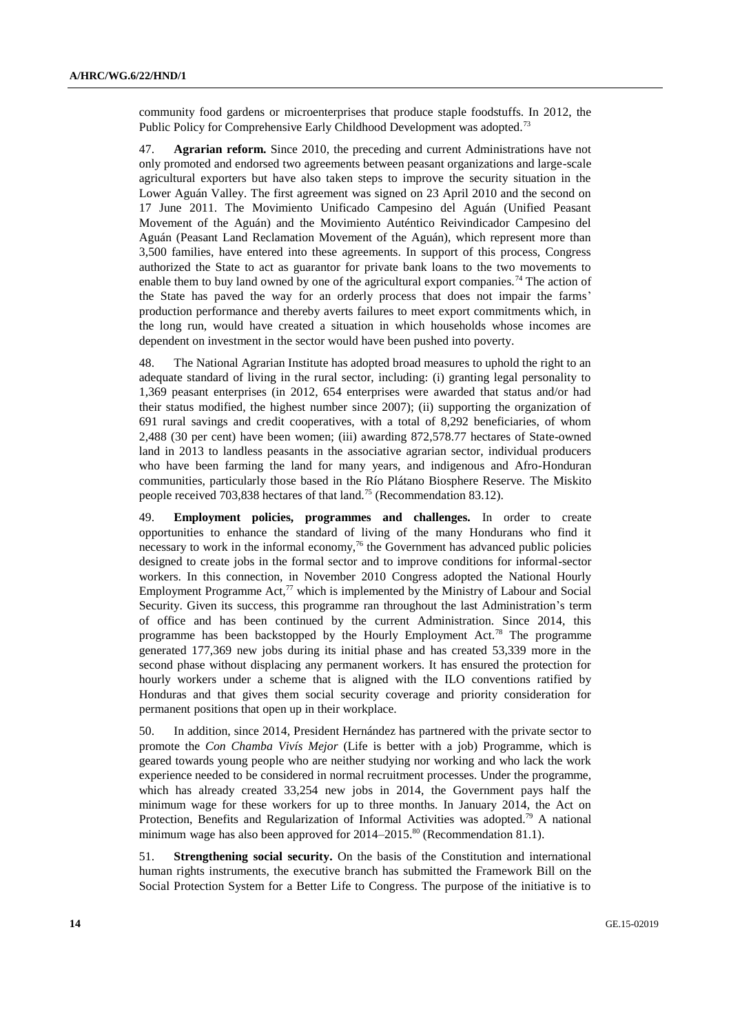community food gardens or microenterprises that produce staple foodstuffs. In 2012, the Public Policy for Comprehensive Early Childhood Development was adopted.[73]

47. **Agrarian reform.** Since 2010, the preceding and current Administrations have not only promoted and endorsed two agreements between peasant organizations and large-scale agricultural exporters but have also taken steps to improve the security situation in the Lower Aguán Valley. The first agreement was signed on 23 April 2010 and the second on 17 June 2011. The Movimiento Unificado Campesino del Aguán (Unified Peasant Movement of the Aguán) and the Movimiento Auténtico Reivindicador Campesino del Aguán (Peasant Land Reclamation Movement of the Aguán), which represent more than 3,500 families, have entered into these agreements. In support of this process, Congress authorized the State to act as guarantor for private bank loans to the two movements to enable them to buy land owned by one of the agricultural export companies.[74] The action of the State has paved the way for an orderly process that does not impair the farms' production performance and thereby averts failures to meet export commitments which, in the long run, would have created a situation in which households whose incomes are dependent on investment in the sector would have been pushed into poverty.

48. The National Agrarian Institute has adopted broad measures to uphold the right to an adequate standard of living in the rural sector, including: (i) granting legal personality to 1,369 peasant enterprises (in 2012, 654 enterprises were awarded that status and/or had their status modified, the highest number since 2007); (ii) supporting the organization of 691 rural savings and credit cooperatives, with a total of 8,292 beneficiaries, of whom 2,488 (30 per cent) have been women; (iii) awarding 872,578.77 hectares of State-owned land in 2013 to landless peasants in the associative agrarian sector, individual producers who have been farming the land for many years, and indigenous and Afro-Honduran communities, particularly those based in the Río Plátano Biosphere Reserve. The Miskito people received 703,838 hectares of that land.[75] (Recommendation 83.12).

49. **Employment policies, programmes and challenges.** In order to create opportunities to enhance the standard of living of the many Hondurans who find it necessary to work in the informal economy,[76] the Government has advanced public policies designed to create jobs in the formal sector and to improve conditions for informal-sector workers. In this connection, in November 2010 Congress adopted the National Hourly Employment Programme Act,[77] which is implemented by the Ministry of Labour and Social Security. Given its success, this programme ran throughout the last Administration's term of office and has been continued by the current Administration. Since 2014, this programme has been backstopped by the Hourly Employment Act.[78] The programme generated 177,369 new jobs during its initial phase and has created 53,339 more in the second phase without displacing any permanent workers. It has ensured the protection for hourly workers under a scheme that is aligned with the ILO conventions ratified by Honduras and that gives them social security coverage and priority consideration for permanent positions that open up in their workplace.

50. In addition, since 2014, President Hernández has partnered with the private sector to promote the *Con Chamba Vivís Mejor* (Life is better with a job) Programme, which is geared towards young people who are neither studying nor working and who lack the work experience needed to be considered in normal recruitment processes. Under the programme, which has already created 33,254 new jobs in 2014, the Government pays half the minimum wage for these workers for up to three months. In January 2014, the Act on Protection, Benefits and Regularization of Informal Activities was adopted.[79] A national minimum wage has also been approved for 2014–2015.[80] (Recommendation 81.1).

51. **Strengthening social security.** On the basis of the Constitution and international human rights instruments, the executive branch has submitted the Framework Bill on the Social Protection System for a Better Life to Congress. The purpose of the initiative is to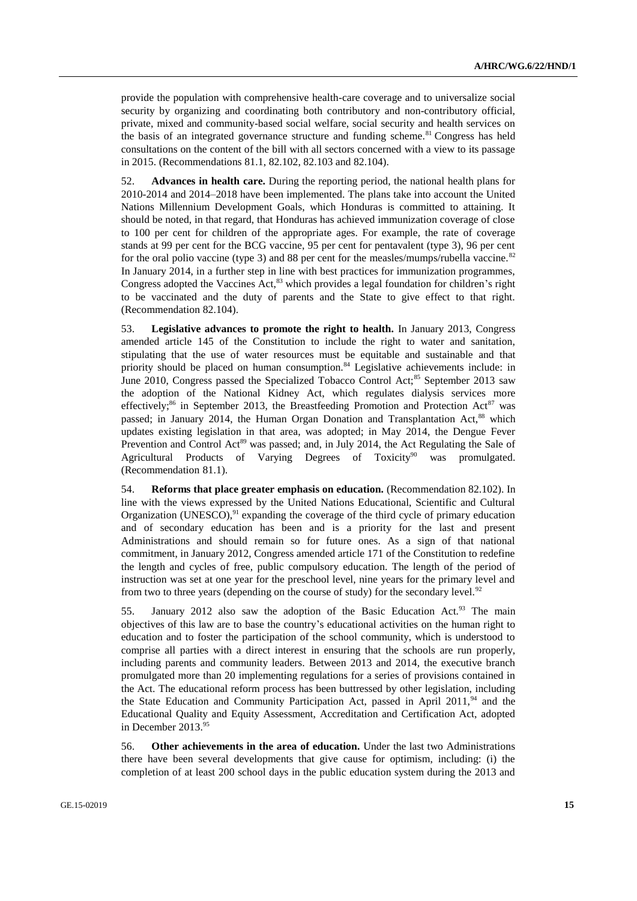provide the population with comprehensive health-care coverage and to universalize social security by organizing and coordinating both contributory and non-contributory official, private, mixed and community-based social welfare, social security and health services on the basis of an integrated governance structure and funding scheme.[81] Congress has held consultations on the content of the bill with all sectors concerned with a view to its passage in 2015. (Recommendations 81.1, 82.102, 82.103 and 82.104).

52. **Advances in health care.** During the reporting period, the national health plans for 2010-2014 and 2014–2018 have been implemented. The plans take into account the United Nations Millennium Development Goals, which Honduras is committed to attaining. It should be noted, in that regard, that Honduras has achieved immunization coverage of close to 100 per cent for children of the appropriate ages. For example, the rate of coverage stands at 99 per cent for the BCG vaccine, 95 per cent for pentavalent (type 3), 96 per cent for the oral polio vaccine (type 3) and 88 per cent for the measles/mumps/rubella vaccine.[82] In January 2014, in a further step in line with best practices for immunization programmes, Congress adopted the Vaccines Act,[83] which provides a legal foundation for children's right to be vaccinated and the duty of parents and the State to give effect to that right. (Recommendation 82.104).

53. **Legislative advances to promote the right to health.** In January 2013, Congress amended article 145 of the Constitution to include the right to water and sanitation, stipulating that the use of water resources must be equitable and sustainable and that priority should be placed on human consumption.[84] Legislative achievements include: in June 2010, Congress passed the Specialized Tobacco Control Act;[85] September 2013 saw the adoption of the National Kidney Act, which regulates dialysis services more effectively;[86] in September 2013, the Breastfeeding Promotion and Protection Act[87] was passed; in January 2014, the Human Organ Donation and Transplantation Act,[88] which updates existing legislation in that area, was adopted; in May 2014, the Dengue Fever Prevention and Control Act[89] was passed; and, in July 2014, the Act Regulating the Sale of Agricultural Products of Varying Degrees of Toxicity[90] was promulgated. (Recommendation 81.1).

54. **Reforms that place greater emphasis on education.** (Recommendation 82.102). In line with the views expressed by the United Nations Educational, Scientific and Cultural Organization (UNESCO),[91] expanding the coverage of the third cycle of primary education and of secondary education has been and is a priority for the last and present Administrations and should remain so for future ones. As a sign of that national commitment, in January 2012, Congress amended article 171 of the Constitution to redefine the length and cycles of free, public compulsory education. The length of the period of instruction was set at one year for the preschool level, nine years for the primary level and from two to three years (depending on the course of study) for the secondary level.[92]

55. January 2012 also saw the adoption of the Basic Education Act.[93] The main objectives of this law are to base the country's educational activities on the human right to education and to foster the participation of the school community, which is understood to comprise all parties with a direct interest in ensuring that the schools are run properly, including parents and community leaders. Between 2013 and 2014, the executive branch promulgated more than 20 implementing regulations for a series of provisions contained in the Act. The educational reform process has been buttressed by other legislation, including the State Education and Community Participation Act, passed in April 2011,[94] and the Educational Quality and Equity Assessment, Accreditation and Certification Act, adopted in December 2013.[95]

56. **Other achievements in the area of education.** Under the last two Administrations there have been several developments that give cause for optimism, including: (i) the completion of at least 200 school days in the public education system during the 2013 and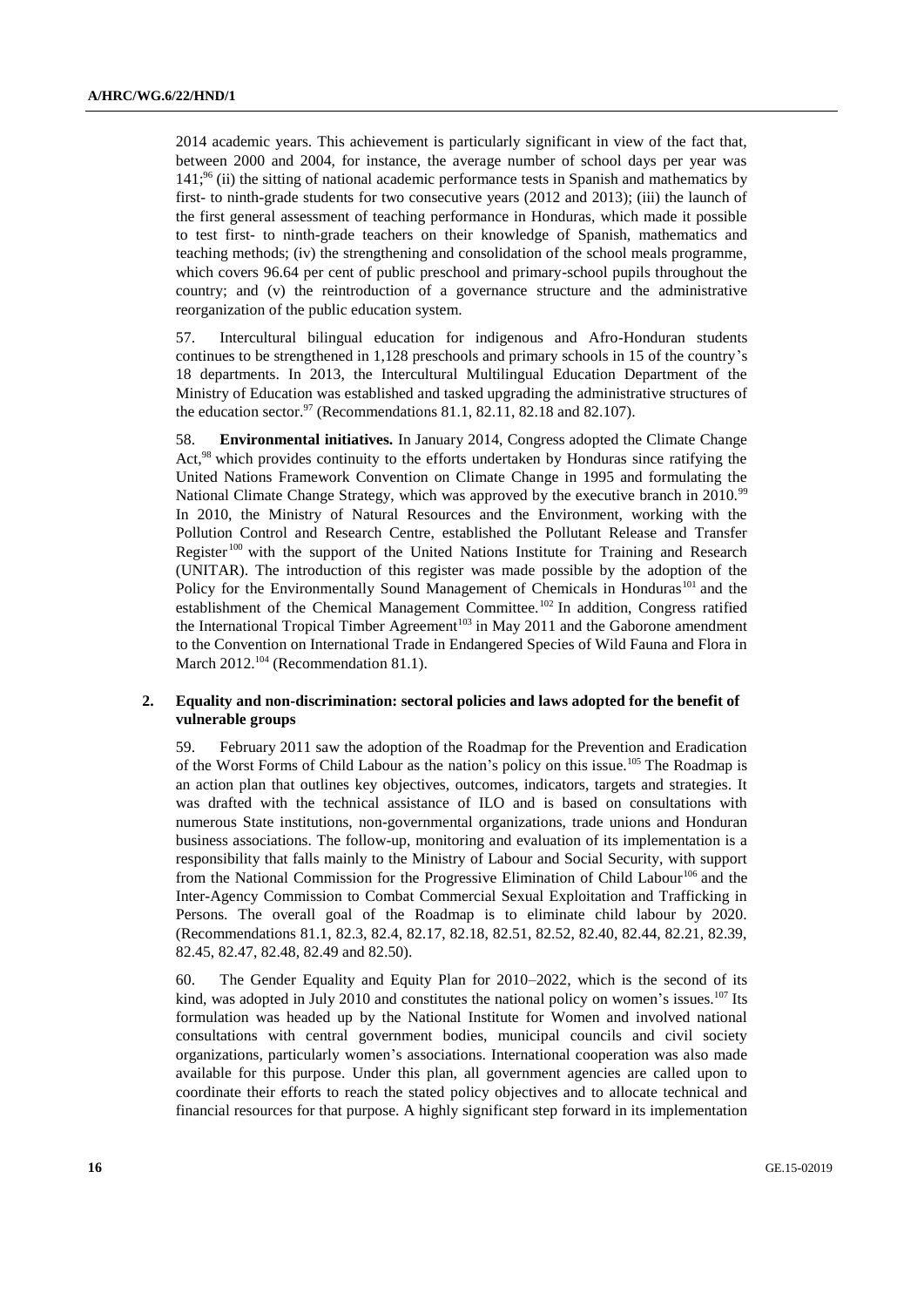2014 academic years. This achievement is particularly significant in view of the fact that, between 2000 and 2004, for instance, the average number of school days per year was 141;[96] (ii) the sitting of national academic performance tests in Spanish and mathematics by first- to ninth-grade students for two consecutive years (2012 and 2013); (iii) the launch of the first general assessment of teaching performance in Honduras, which made it possible to test first- to ninth-grade teachers on their knowledge of Spanish, mathematics and teaching methods; (iv) the strengthening and consolidation of the school meals programme, which covers 96.64 per cent of public preschool and primary-school pupils throughout the country; and (v) the reintroduction of a governance structure and the administrative reorganization of the public education system.

57. Intercultural bilingual education for indigenous and Afro-Honduran students continues to be strengthened in 1,128 preschools and primary schools in 15 of the country's 18 departments. In 2013, the Intercultural Multilingual Education Department of the Ministry of Education was established and tasked upgrading the administrative structures of the education sector.[97] (Recommendations 81.1, 82.11, 82.18 and 82.107).

58. **Environmental initiatives.** In January 2014, Congress adopted the Climate Change Act,[98] which provides continuity to the efforts undertaken by Honduras since ratifying the United Nations Framework Convention on Climate Change in 1995 and formulating the National Climate Change Strategy, which was approved by the executive branch in 2010.[99] In 2010, the Ministry of Natural Resources and the Environment, working with the Pollution Control and Research Centre, established the Pollutant Release and Transfer Register[100] with the support of the United Nations Institute for Training and Research (UNITAR). The introduction of this register was made possible by the adoption of the Policy for the Environmentally Sound Management of Chemicals in Honduras[101] and the establishment of the Chemical Management Committee.[102] In addition, Congress ratified the International Tropical Timber Agreement[103] in May 2011 and the Gaborone amendment to the Convention on International Trade in Endangered Species of Wild Fauna and Flora in March 2012.[104] (Recommendation 81.1).

### 2. Equality and non-discrimination: sectoral policies and laws adopted for the benefit of vulnerable groups

59. February 2011 saw the adoption of the Roadmap for the Prevention and Eradication of the Worst Forms of Child Labour as the nation's policy on this issue.[105] The Roadmap is an action plan that outlines key objectives, outcomes, indicators, targets and strategies. It was drafted with the technical assistance of ILO and is based on consultations with numerous State institutions, non-governmental organizations, trade unions and Honduran business associations. The follow-up, monitoring and evaluation of its implementation is a responsibility that falls mainly to the Ministry of Labour and Social Security, with support from the National Commission for the Progressive Elimination of Child Labour[106] and the Inter-Agency Commission to Combat Commercial Sexual Exploitation and Trafficking in Persons. The overall goal of the Roadmap is to eliminate child labour by 2020. (Recommendations 81.1, 82.3, 82.4, 82.17, 82.18, 82.51, 82.52, 82.40, 82.44, 82.21, 82.39, 82.45, 82.47, 82.48, 82.49 and 82.50).

60. The Gender Equality and Equity Plan for 2010–2022, which is the second of its kind, was adopted in July 2010 and constitutes the national policy on women's issues.[107] Its formulation was headed up by the National Institute for Women and involved national consultations with central government bodies, municipal councils and civil society organizations, particularly women's associations. International cooperation was also made available for this purpose. Under this plan, all government agencies are called upon to coordinate their efforts to reach the stated policy objectives and to allocate technical and financial resources for that purpose. A highly significant step forward in its implementation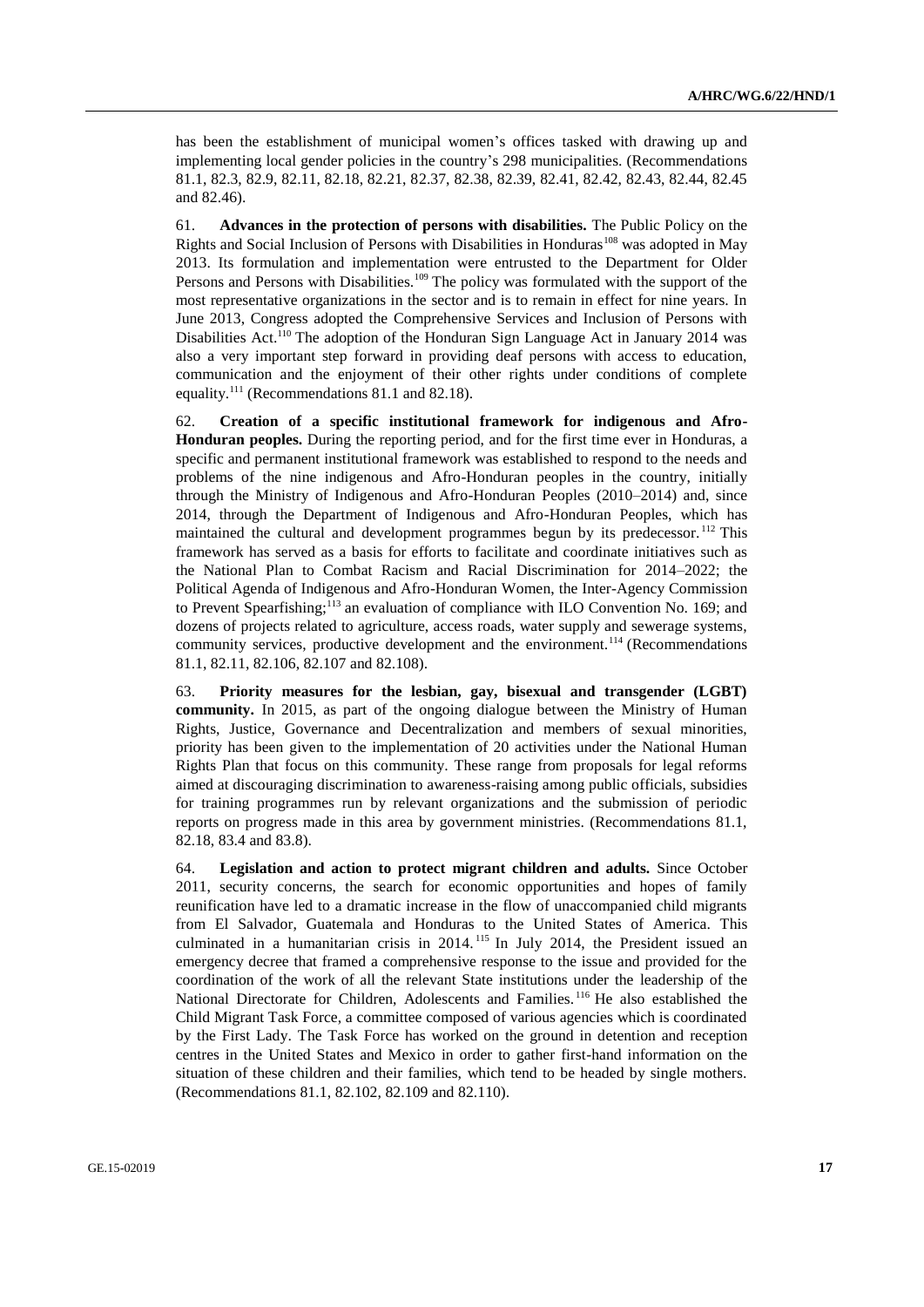has been the establishment of municipal women's offices tasked with drawing up and implementing local gender policies in the country's 298 municipalities. (Recommendations 81.1, 82.3, 82.9, 82.11, 82.18, 82.21, 82.37, 82.38, 82.39, 82.41, 82.42, 82.43, 82.44, 82.45 and 82.46).

61. **Advances in the protection of persons with disabilities.** The Public Policy on the Rights and Social Inclusion of Persons with Disabilities in Honduras[108] was adopted in May 2013. Its formulation and implementation were entrusted to the Department for Older Persons and Persons with Disabilities.[109] The policy was formulated with the support of the most representative organizations in the sector and is to remain in effect for nine years. In June 2013, Congress adopted the Comprehensive Services and Inclusion of Persons with Disabilities Act.[110] The adoption of the Honduran Sign Language Act in January 2014 was also a very important step forward in providing deaf persons with access to education, communication and the enjoyment of their other rights under conditions of complete equality.[111] (Recommendations 81.1 and 82.18).

62. **Creation of a specific institutional framework for indigenous and Afro-Honduran peoples.** During the reporting period, and for the first time ever in Honduras, a specific and permanent institutional framework was established to respond to the needs and problems of the nine indigenous and Afro-Honduran peoples in the country, initially through the Ministry of Indigenous and Afro-Honduran Peoples (2010–2014) and, since 2014, through the Department of Indigenous and Afro-Honduran Peoples, which has maintained the cultural and development programmes begun by its predecessor.[112] This framework has served as a basis for efforts to facilitate and coordinate initiatives such as the National Plan to Combat Racism and Racial Discrimination for 2014–2022; the Political Agenda of Indigenous and Afro-Honduran Women, the Inter-Agency Commission to Prevent Spearfishing;[113] an evaluation of compliance with ILO Convention No. 169; and dozens of projects related to agriculture, access roads, water supply and sewerage systems, community services, productive development and the environment.[114] (Recommendations 81.1, 82.11, 82.106, 82.107 and 82.108).

63. **Priority measures for the lesbian, gay, bisexual and transgender (LGBT) community.** In 2015, as part of the ongoing dialogue between the Ministry of Human Rights, Justice, Governance and Decentralization and members of sexual minorities, priority has been given to the implementation of 20 activities under the National Human Rights Plan that focus on this community. These range from proposals for legal reforms aimed at discouraging discrimination to awareness-raising among public officials, subsidies for training programmes run by relevant organizations and the submission of periodic reports on progress made in this area by government ministries. (Recommendations 81.1, 82.18, 83.4 and 83.8).

64. **Legislation and action to protect migrant children and adults.** Since October 2011, security concerns, the search for economic opportunities and hopes of family reunification have led to a dramatic increase in the flow of unaccompanied child migrants from El Salvador, Guatemala and Honduras to the United States of America. This culminated in a humanitarian crisis in 2014.[115] In July 2014, the President issued an emergency decree that framed a comprehensive response to the issue and provided for the coordination of the work of all the relevant State institutions under the leadership of the National Directorate for Children, Adolescents and Families.[116] He also established the Child Migrant Task Force, a committee composed of various agencies which is coordinated by the First Lady. The Task Force has worked on the ground in detention and reception centres in the United States and Mexico in order to gather first-hand information on the situation of these children and their families, which tend to be headed by single mothers. (Recommendations 81.1, 82.102, 82.109 and 82.110).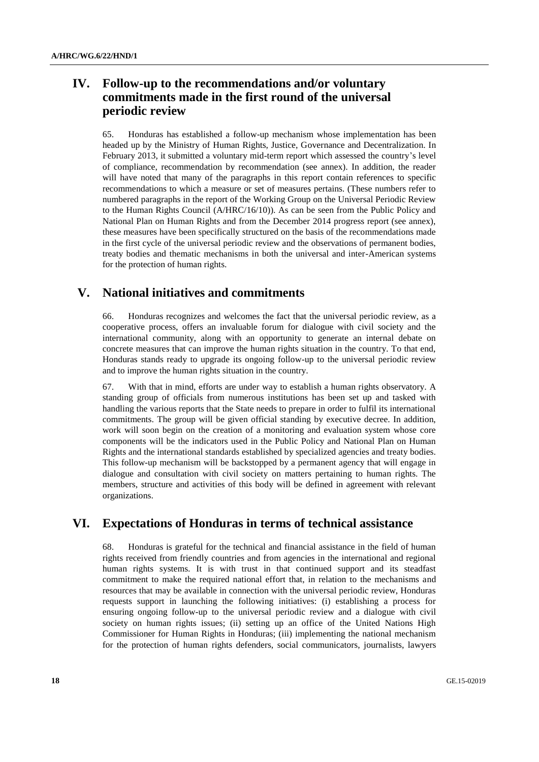## IV. Follow-up to the recommendations and/or voluntary commitments made in the first round of the universal periodic review

65. Honduras has established a follow-up mechanism whose implementation has been headed up by the Ministry of Human Rights, Justice, Governance and Decentralization. In February 2013, it submitted a voluntary mid-term report which assessed the country's level of compliance, recommendation by recommendation (see annex). In addition, the reader will have noted that many of the paragraphs in this report contain references to specific recommendations to which a measure or set of measures pertains. (These numbers refer to numbered paragraphs in the report of the Working Group on the Universal Periodic Review to the Human Rights Council (A/HRC/16/10)). As can be seen from the Public Policy and National Plan on Human Rights and from the December 2014 progress report (see annex), these measures have been specifically structured on the basis of the recommendations made in the first cycle of the universal periodic review and the observations of permanent bodies, treaty bodies and thematic mechanisms in both the universal and inter-American systems for the protection of human rights.

## V. National initiatives and commitments

66. Honduras recognizes and welcomes the fact that the universal periodic review, as a cooperative process, offers an invaluable forum for dialogue with civil society and the international community, along with an opportunity to generate an internal debate on concrete measures that can improve the human rights situation in the country. To that end, Honduras stands ready to upgrade its ongoing follow-up to the universal periodic review and to improve the human rights situation in the country.

67. With that in mind, efforts are under way to establish a human rights observatory. A standing group of officials from numerous institutions has been set up and tasked with handling the various reports that the State needs to prepare in order to fulfil its international commitments. The group will be given official standing by executive decree. In addition, work will soon begin on the creation of a monitoring and evaluation system whose core components will be the indicators used in the Public Policy and National Plan on Human Rights and the international standards established by specialized agencies and treaty bodies. This follow-up mechanism will be backstopped by a permanent agency that will engage in dialogue and consultation with civil society on matters pertaining to human rights. The members, structure and activities of this body will be defined in agreement with relevant organizations.

## VI. Expectations of Honduras in terms of technical assistance

68. Honduras is grateful for the technical and financial assistance in the field of human rights received from friendly countries and from agencies in the international and regional human rights systems. It is with trust in that continued support and its steadfast commitment to make the required national effort that, in relation to the mechanisms and resources that may be available in connection with the universal periodic review, Honduras requests support in launching the following initiatives: (i) establishing a process for ensuring ongoing follow-up to the universal periodic review and a dialogue with civil society on human rights issues; (ii) setting up an office of the United Nations High Commissioner for Human Rights in Honduras; (iii) implementing the national mechanism for the protection of human rights defenders, social communicators, journalists, lawyers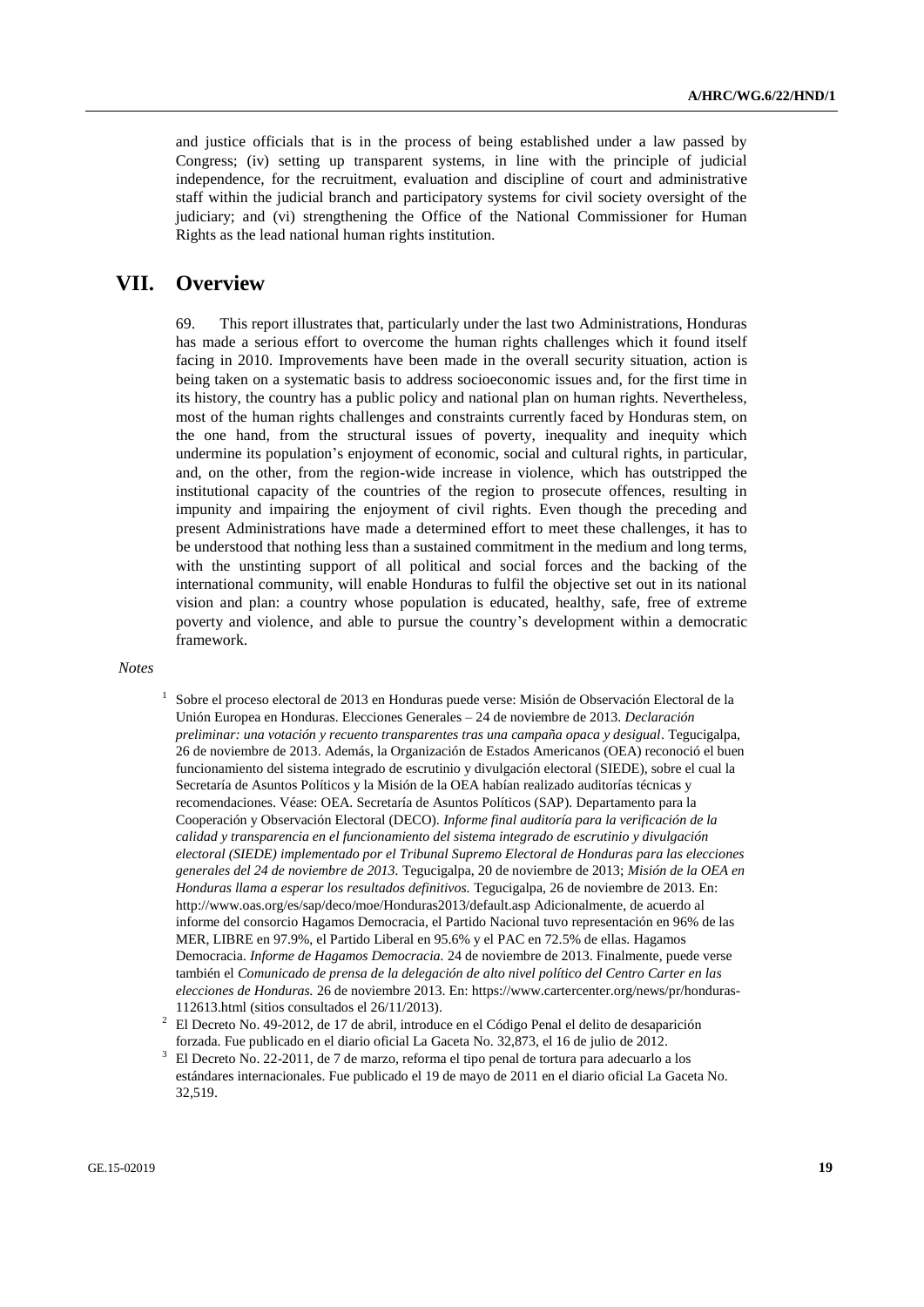and justice officials that is in the process of being established under a law passed by Congress; (iv) setting up transparent systems, in line with the principle of judicial independence, for the recruitment, evaluation and discipline of court and administrative staff within the judicial branch and participatory systems for civil society oversight of the judiciary; and (vi) strengthening the Office of the National Commissioner for Human Rights as the lead national human rights institution.

# VII. Overview

69. This report illustrates that, particularly under the last two Administrations, Honduras has made a serious effort to overcome the human rights challenges which it found itself facing in 2010. Improvements have been made in the overall security situation, action is being taken on a systematic basis to address socioeconomic issues and, for the first time in its history, the country has a public policy and national plan on human rights. Nevertheless, most of the human rights challenges and constraints currently faced by Honduras stem, on the one hand, from the structural issues of poverty, inequality and inequity which undermine its population's enjoyment of economic, social and cultural rights, in particular, and, on the other, from the region-wide increase in violence, which has outstripped the institutional capacity of the countries of the region to prosecute offences, resulting in impunity and impairing the enjoyment of civil rights. Even though the preceding and present Administrations have made a determined effort to meet these challenges, it has to be understood that nothing less than a sustained commitment in the medium and long terms, with the unstinting support of all political and social forces and the backing of the international community, will enable Honduras to fulfil the objective set out in its national vision and plan: a country whose population is educated, healthy, safe, free of extreme poverty and violence, and able to pursue the country's development within a democratic framework.

*Notes*

[1] Sobre el proceso electoral de 2013 en Honduras puede verse: Misión de Observación Electoral de la Unión Europea en Honduras. Elecciones Generales – 24 de noviembre de 2013. *Declaración preliminar: una votación y recuento transparentes tras una campaña opaca y desigual*. Tegucigalpa, 26 de noviembre de 2013. Además, la Organización de Estados Americanos (OEA) reconoció el buen funcionamiento del sistema integrado de escrutinio y divulgación electoral (SIEDE), sobre el cual la Secretaría de Asuntos Políticos y la Misión de la OEA habían realizado auditorías técnicas y recomendaciones. Véase: OEA. Secretaría de Asuntos Políticos (SAP). Departamento para la Cooperación y Observación Electoral (DECO). *Informe final auditoría para la verificación de la calidad y transparencia en el funcionamiento del sistema integrado de escrutinio y divulgación electoral (SIEDE) implementado por el Tribunal Supremo Electoral de Honduras para las elecciones generales del 24 de noviembre de 2013.* Tegucigalpa, 20 de noviembre de 2013; *Misión de la OEA en Honduras llama a esperar los resultados definitivos.* Tegucigalpa, 26 de noviembre de 2013. En: http://www.oas.org/es/sap/deco/moe/Honduras2013/default.asp Adicionalmente, de acuerdo al informe del consorcio Hagamos Democracia, el Partido Nacional tuvo representación en 96% de las MER, LIBRE en 97.9%, el Partido Liberal en 95.6% y el PAC en 72.5% de ellas. Hagamos Democracia. *Informe de Hagamos Democracia.* 24 de noviembre de 2013. Finalmente, puede verse también el *Comunicado de prensa de la delegación de alto nivel político del Centro Carter en las elecciones de Honduras.* 26 de noviembre 2013. En: https://www.cartercenter.org/news/pr/honduras-112613.html (sitios consultados el 26/11/2013).

[2] El Decreto No. 49-2012, de 17 de abril, introduce en el Código Penal el delito de desaparición forzada. Fue publicado en el diario oficial La Gaceta No. 32,873, el 16 de julio de 2012.

[3] El Decreto No. 22-2011, de 7 de marzo, reforma el tipo penal de tortura para adecuarlo a los estándares internacionales. Fue publicado el 19 de mayo de 2011 en el diario oficial La Gaceta No. 32,519.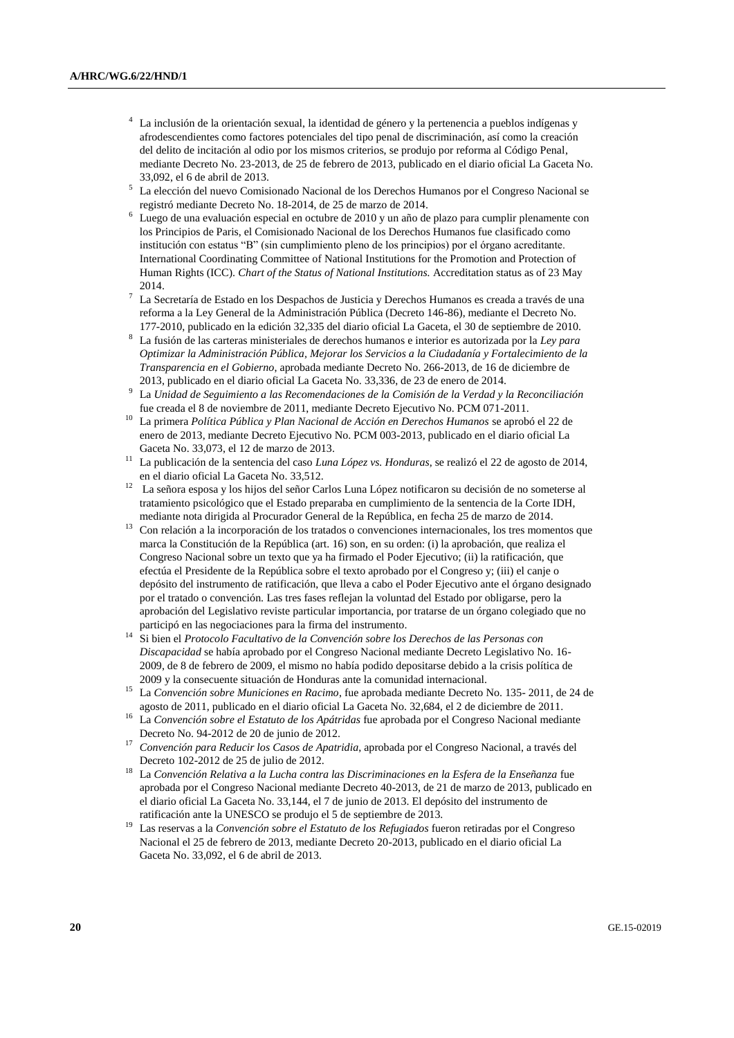[4] La inclusión de la orientación sexual, la identidad de género y la pertenencia a pueblos indígenas y afrodescendientes como factores potenciales del tipo penal de discriminación, así como la creación del delito de incitación al odio por los mismos criterios, se produjo por reforma al Código Penal, mediante Decreto No. 23-2013, de 25 de febrero de 2013, publicado en el diario oficial La Gaceta No. 33,092, el 6 de abril de 2013.

[5] La elección del nuevo Comisionado Nacional de los Derechos Humanos por el Congreso Nacional se registró mediante Decreto No. 18-2014, de 25 de marzo de 2014.

[6] Luego de una evaluación especial en octubre de 2010 y un año de plazo para cumplir plenamente con los Principios de Paris, el Comisionado Nacional de los Derechos Humanos fue clasificado como institución con estatus "B" (sin cumplimiento pleno de los principios) por el órgano acreditante. International Coordinating Committee of National Institutions for the Promotion and Protection of Human Rights (ICC). *Chart of the Status of National Institutions.* Accreditation status as of 23 May 2014.

[7] La Secretaría de Estado en los Despachos de Justicia y Derechos Humanos es creada a través de una reforma a la Ley General de la Administración Pública (Decreto 146-86), mediante el Decreto No. 177-2010, publicado en la edición 32,335 del diario oficial La Gaceta, el 30 de septiembre de 2010.

[8] La fusión de las carteras ministeriales de derechos humanos e interior es autorizada por la *Ley para Optimizar la Administración Pública, Mejorar los Servicios a la Ciudadanía y Fortalecimiento de la Transparencia en el Gobierno*, aprobada mediante Decreto No. 266-2013, de 16 de diciembre de 2013, publicado en el diario oficial La Gaceta No. 33,336, de 23 de enero de 2014.

[9] La *Unidad de Seguimiento a las Recomendaciones de la Comisión de la Verdad y la Reconciliación* fue creada el 8 de noviembre de 2011, mediante Decreto Ejecutivo No. PCM 071-2011.

[10] La primera *Política Pública y Plan Nacional de Acción en Derechos Humanos* se aprobó el 22 de enero de 2013, mediante Decreto Ejecutivo No. PCM 003-2013, publicado en el diario oficial La Gaceta No. 33,073, el 12 de marzo de 2013.

[11] La publicación de la sentencia del caso *Luna López vs. Honduras*, se realizó el 22 de agosto de 2014, en el diario oficial La Gaceta No. 33,512.

[12] La señora esposa y los hijos del señor Carlos Luna López notificaron su decisión de no someterse al tratamiento psicológico que el Estado preparaba en cumplimiento de la sentencia de la Corte IDH, mediante nota dirigida al Procurador General de la República, en fecha 25 de marzo de 2014.

[13] Con relación a la incorporación de los tratados o convenciones internacionales, los tres momentos que marca la Constitución de la República (art. 16) son, en su orden: (i) la aprobación, que realiza el Congreso Nacional sobre un texto que ya ha firmado el Poder Ejecutivo; (ii) la ratificación, que efectúa el Presidente de la República sobre el texto aprobado por el Congreso y; (iii) el canje o depósito del instrumento de ratificación, que lleva a cabo el Poder Ejecutivo ante el órgano designado por el tratado o convención. Las tres fases reflejan la voluntad del Estado por obligarse, pero la aprobación del Legislativo reviste particular importancia, por tratarse de un órgano colegiado que no participó en las negociaciones para la firma del instrumento.

[14] Si bien el *Protocolo Facultativo de la Convención sobre los Derechos de las Personas con Discapacidad* se había aprobado por el Congreso Nacional mediante Decreto Legislativo No. 16-2009, de 8 de febrero de 2009, el mismo no había podido depositarse debido a la crisis política de 2009 y la consecuente situación de Honduras ante la comunidad internacional.

[15] La *Convención sobre Municiones en Racimo*, fue aprobada mediante Decreto No. 135- 2011, de 24 de agosto de 2011, publicado en el diario oficial La Gaceta No. 32,684, el 2 de diciembre de 2011.

[16] La *Convención sobre el Estatuto de los Apátridas* fue aprobada por el Congreso Nacional mediante Decreto No. 94-2012 de 20 de junio de 2012.

[17] *Convención para Reducir los Casos de Apatridia*, aprobada por el Congreso Nacional, a través del Decreto 102-2012 de 25 de julio de 2012.

[18] La *Convención Relativa a la Lucha contra las Discriminaciones en la Esfera de la Enseñanza* fue aprobada por el Congreso Nacional mediante Decreto 40-2013, de 21 de marzo de 2013, publicado en el diario oficial La Gaceta No. 33,144, el 7 de junio de 2013. El depósito del instrumento de ratificación ante la UNESCO se produjo el 5 de septiembre de 2013.

[19] Las reservas a la *Convención sobre el Estatuto de los Refugiados* fueron retiradas por el Congreso Nacional el 25 de febrero de 2013, mediante Decreto 20-2013, publicado en el diario oficial La Gaceta No. 33,092, el 6 de abril de 2013.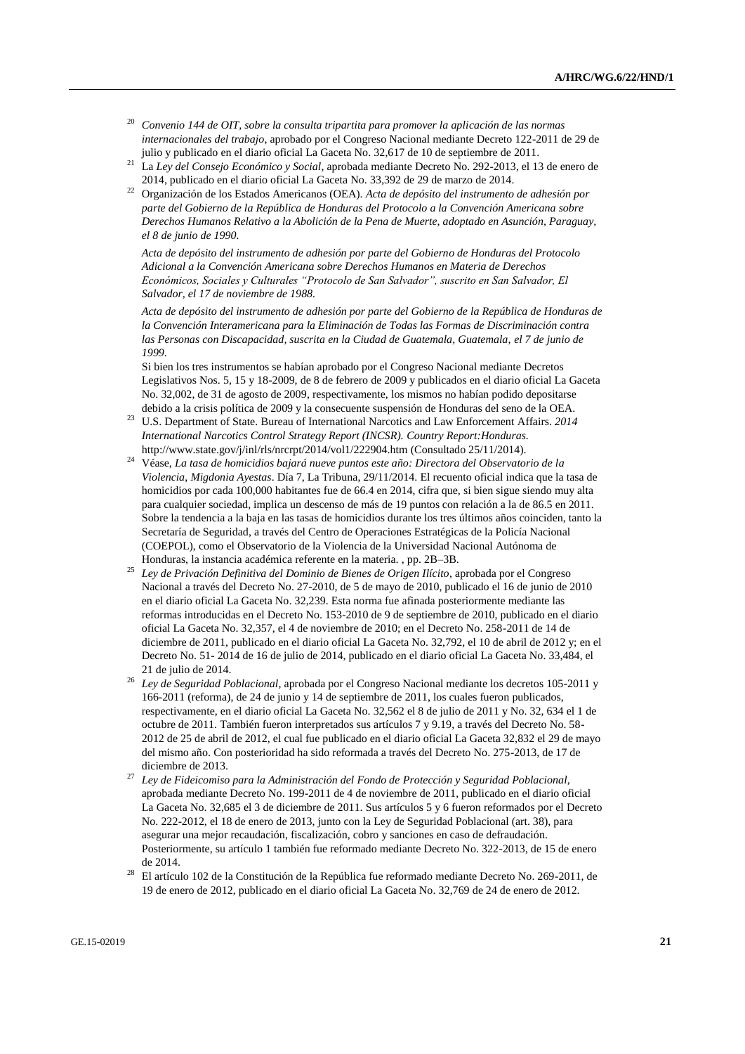[20] *Convenio 144 de OIT, sobre la consulta tripartita para promover la aplicación de las normas internacionales del trabajo*, aprobado por el Congreso Nacional mediante Decreto 122-2011 de 29 de julio y publicado en el diario oficial La Gaceta No. 32,617 de 10 de septiembre de 2011.

[21] La *Ley del Consejo Económico y Social*, aprobada mediante Decreto No. 292-2013, el 13 de enero de 2014, publicado en el diario oficial La Gaceta No. 33,392 de 29 de marzo de 2014.

[22] Organización de los Estados Americanos (OEA). *Acta de depósito del instrumento de adhesión por parte del Gobierno de la República de Honduras del Protocolo a la Convención Americana sobre Derechos Humanos Relativo a la Abolición de la Pena de Muerte, adoptado en Asunción, Paraguay, el 8 de junio de 1990.*

*Acta de depósito del instrumento de adhesión por parte del Gobierno de Honduras del Protocolo Adicional a la Convención Americana sobre Derechos Humanos en Materia de Derechos Económicos, Sociales y Culturales "Protocolo de San Salvador", suscrito en San Salvador, El Salvador, el 17 de noviembre de 1988.*

*Acta de depósito del instrumento de adhesión por parte del Gobierno de la República de Honduras de la Convención Interamericana para la Eliminación de Todas las Formas de Discriminación contra las Personas con Discapacidad, suscrita en la Ciudad de Guatemala, Guatemala, el 7 de junio de 1999.*

Si bien los tres instrumentos se habían aprobado por el Congreso Nacional mediante Decretos Legislativos Nos. 5, 15 y 18-2009, de 8 de febrero de 2009 y publicados en el diario oficial La Gaceta No. 32,002, de 31 de agosto de 2009, respectivamente, los mismos no habían podido depositarse debido a la crisis política de 2009 y la consecuente suspensión de Honduras del seno de la OEA.

[23] U.S. Department of State. Bureau of International Narcotics and Law Enforcement Affairs. *2014 International Narcotics Control Strategy Report (INCSR). Country Report:Honduras.* http://www.state.gov/j/inl/rls/nrcrpt/2014/vol1/222904.htm (Consultado 25/11/2014).

[24] Véase, *La tasa de homicidios bajará nueve puntos este año: Directora del Observatorio de la Violencia, Migdonia Ayestas*. Día 7, La Tribuna, 29/11/2014. El recuento oficial indica que la tasa de homicidios por cada 100,000 habitantes fue de 66.4 en 2014, cifra que, si bien sigue siendo muy alta para cualquier sociedad, implica un descenso de más de 19 puntos con relación a la de 86.5 en 2011. Sobre la tendencia a la baja en las tasas de homicidios durante los tres últimos años coinciden, tanto la Secretaría de Seguridad, a través del Centro de Operaciones Estratégicas de la Policía Nacional (COEPOL), como el Observatorio de la Violencia de la Universidad Nacional Autónoma de Honduras, la instancia académica referente en la materia. , pp. 2B–3B.

[25] *Ley de Privación Definitiva del Dominio de Bienes de Origen Ilícito*, aprobada por el Congreso Nacional a través del Decreto No. 27-2010, de 5 de mayo de 2010, publicado el 16 de junio de 2010 en el diario oficial La Gaceta No. 32,239. Esta norma fue afinada posteriormente mediante las reformas introducidas en el Decreto No. 153-2010 de 9 de septiembre de 2010, publicado en el diario oficial La Gaceta No. 32,357, el 4 de noviembre de 2010; en el Decreto No. 258-2011 de 14 de diciembre de 2011, publicado en el diario oficial La Gaceta No. 32,792, el 10 de abril de 2012 y; en el Decreto No. 51- 2014 de 16 de julio de 2014, publicado en el diario oficial La Gaceta No. 33,484, el 21 de julio de 2014.

[26] *Ley de Seguridad Poblacional*, aprobada por el Congreso Nacional mediante los decretos 105-2011 y 166-2011 (reforma), de 24 de junio y 14 de septiembre de 2011, los cuales fueron publicados, respectivamente, en el diario oficial La Gaceta No. 32,562 el 8 de julio de 2011 y No. 32, 634 el 1 de octubre de 2011. También fueron interpretados sus artículos 7 y 9.19, a través del Decreto No. 58-2012 de 25 de abril de 2012, el cual fue publicado en el diario oficial La Gaceta 32,832 el 29 de mayo del mismo año. Con posterioridad ha sido reformada a través del Decreto No. 275-2013, de 17 de diciembre de 2013.

[27] *Ley de Fideicomiso para la Administración del Fondo de Protección y Seguridad Poblacional*, aprobada mediante Decreto No. 199-2011 de 4 de noviembre de 2011, publicado en el diario oficial La Gaceta No. 32,685 el 3 de diciembre de 2011. Sus artículos 5 y 6 fueron reformados por el Decreto No. 222-2012, el 18 de enero de 2013, junto con la Ley de Seguridad Poblacional (art. 38), para asegurar una mejor recaudación, fiscalización, cobro y sanciones en caso de defraudación. Posteriormente, su artículo 1 también fue reformado mediante Decreto No. 322-2013, de 15 de enero de 2014.

[28] El artículo 102 de la Constitución de la República fue reformado mediante Decreto No. 269-2011, de 19 de enero de 2012, publicado en el diario oficial La Gaceta No. 32,769 de 24 de enero de 2012.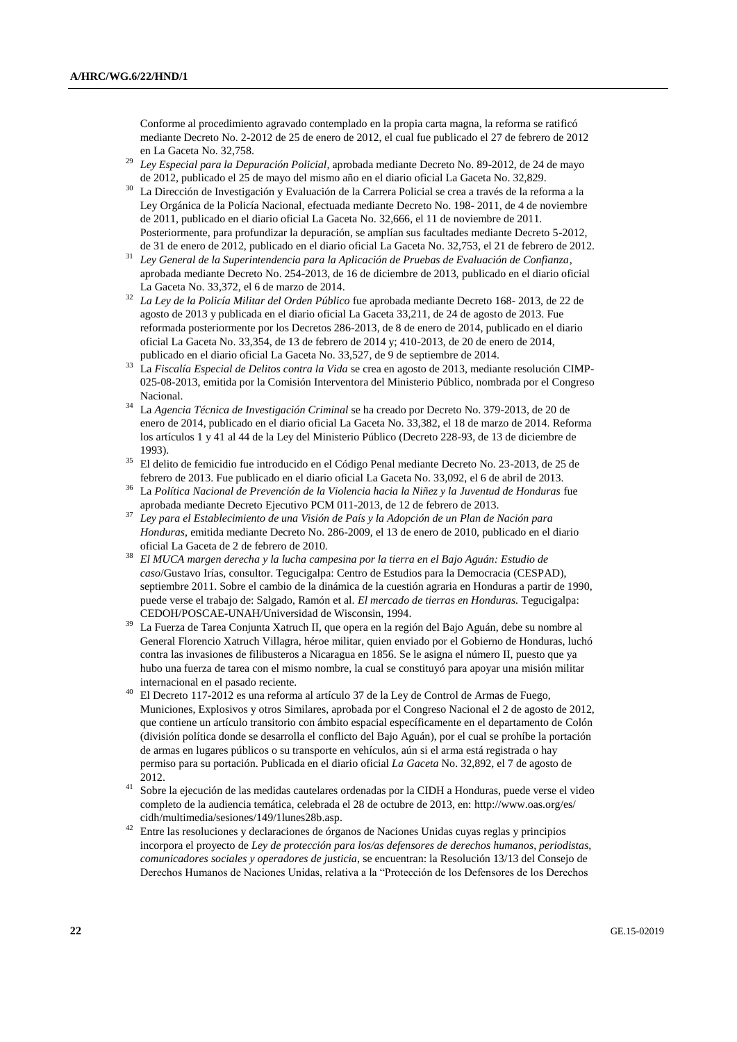Conforme al procedimiento agravado contemplado en la propia carta magna, la reforma se ratificó mediante Decreto No. 2-2012 de 25 de enero de 2012, el cual fue publicado el 27 de febrero de 2012 en La Gaceta No. 32,758.

[29] *Ley Especial para la Depuración Policial*, aprobada mediante Decreto No. 89-2012, de 24 de mayo de 2012, publicado el 25 de mayo del mismo año en el diario oficial La Gaceta No. 32,829.

[30] La Dirección de Investigación y Evaluación de la Carrera Policial se crea a través de la reforma a la Ley Orgánica de la Policía Nacional, efectuada mediante Decreto No. 198- 2011, de 4 de noviembre de 2011, publicado en el diario oficial La Gaceta No. 32,666, el 11 de noviembre de 2011. Posteriormente, para profundizar la depuración, se amplían sus facultades mediante Decreto 5-2012, de 31 de enero de 2012, publicado en el diario oficial La Gaceta No. 32,753, el 21 de febrero de 2012.

[31] *Ley General de la Superintendencia para la Aplicación de Pruebas de Evaluación de Confianza*, aprobada mediante Decreto No. 254-2013, de 16 de diciembre de 2013, publicado en el diario oficial La Gaceta No. 33,372, el 6 de marzo de 2014.

[32] *La Ley de la Policía Militar del Orden Público* fue aprobada mediante Decreto 168- 2013, de 22 de agosto de 2013 y publicada en el diario oficial La Gaceta 33,211, de 24 de agosto de 2013. Fue reformada posteriormente por los Decretos 286-2013, de 8 de enero de 2014, publicado en el diario oficial La Gaceta No. 33,354, de 13 de febrero de 2014 y; 410-2013, de 20 de enero de 2014, publicado en el diario oficial La Gaceta No. 33,527, de 9 de septiembre de 2014.

[33] La *Fiscalía Especial de Delitos contra la Vida* se crea en agosto de 2013, mediante resolución CIMP-025-08-2013, emitida por la Comisión Interventora del Ministerio Público, nombrada por el Congreso Nacional.

[34] La *Agencia Técnica de Investigación Criminal* se ha creado por Decreto No. 379-2013, de 20 de enero de 2014, publicado en el diario oficial La Gaceta No. 33,382, el 18 de marzo de 2014. Reforma los artículos 1 y 41 al 44 de la Ley del Ministerio Público (Decreto 228-93, de 13 de diciembre de 1993).

[35] El delito de femicidio fue introducido en el Código Penal mediante Decreto No. 23-2013, de 25 de febrero de 2013. Fue publicado en el diario oficial La Gaceta No. 33,092, el 6 de abril de 2013.

[36] La *Política Nacional de Prevención de la Violencia hacia la Niñez y la Juventud de Honduras* fue aprobada mediante Decreto Ejecutivo PCM 011-2013, de 12 de febrero de 2013.

[37] *Ley para el Establecimiento de una Visión de País y la Adopción de un Plan de Nación para Honduras*, emitida mediante Decreto No. 286-2009, el 13 de enero de 2010, publicado en el diario oficial La Gaceta de 2 de febrero de 2010.

[38] *El MUCA margen derecha y la lucha campesina por la tierra en el Bajo Aguán: Estudio de caso*/Gustavo Irías, consultor. Tegucigalpa: Centro de Estudios para la Democracia (CESPAD), septiembre 2011. Sobre el cambio de la dinámica de la cuestión agraria en Honduras a partir de 1990, puede verse el trabajo de: Salgado, Ramón et al. *El mercado de tierras en Honduras.* Tegucigalpa: CEDOH/POSCAE-UNAH/Universidad de Wisconsin, 1994.

[39] La Fuerza de Tarea Conjunta Xatruch II, que opera en la región del Bajo Aguán, debe su nombre al General Florencio Xatruch Villagra, héroe militar, quien enviado por el Gobierno de Honduras, luchó contra las invasiones de filibusteros a Nicaragua en 1856. Se le asigna el número II, puesto que ya hubo una fuerza de tarea con el mismo nombre, la cual se constituyó para apoyar una misión militar internacional en el pasado reciente.

[40] El Decreto 117-2012 es una reforma al artículo 37 de la Ley de Control de Armas de Fuego, Municiones, Explosivos y otros Similares, aprobada por el Congreso Nacional el 2 de agosto de 2012, que contiene un artículo transitorio con ámbito espacial específicamente en el departamento de Colón (división política donde se desarrolla el conflicto del Bajo Aguán), por el cual se prohíbe la portación de armas en lugares públicos o su transporte en vehículos, aún si el arma está registrada o hay permiso para su portación. Publicada en el diario oficial *La Gaceta* No. 32,892, el 7 de agosto de 2012.

[41] Sobre la ejecución de las medidas cautelares ordenadas por la CIDH a Honduras, puede verse el video completo de la audiencia temática, celebrada el 28 de octubre de 2013, en: http://www.oas.org/es/cidh/multimedia/sesiones/149/1lunes28b.asp.

[42] Entre las resoluciones y declaraciones de órganos de Naciones Unidas cuyas reglas y principios incorpora el proyecto de *Ley de protección para los/as defensores de derechos humanos, periodistas, comunicadores sociales y operadores de justicia*, se encuentran: la Resolución 13/13 del Consejo de Derechos Humanos de Naciones Unidas, relativa a la "Protección de los Defensores de los Derechos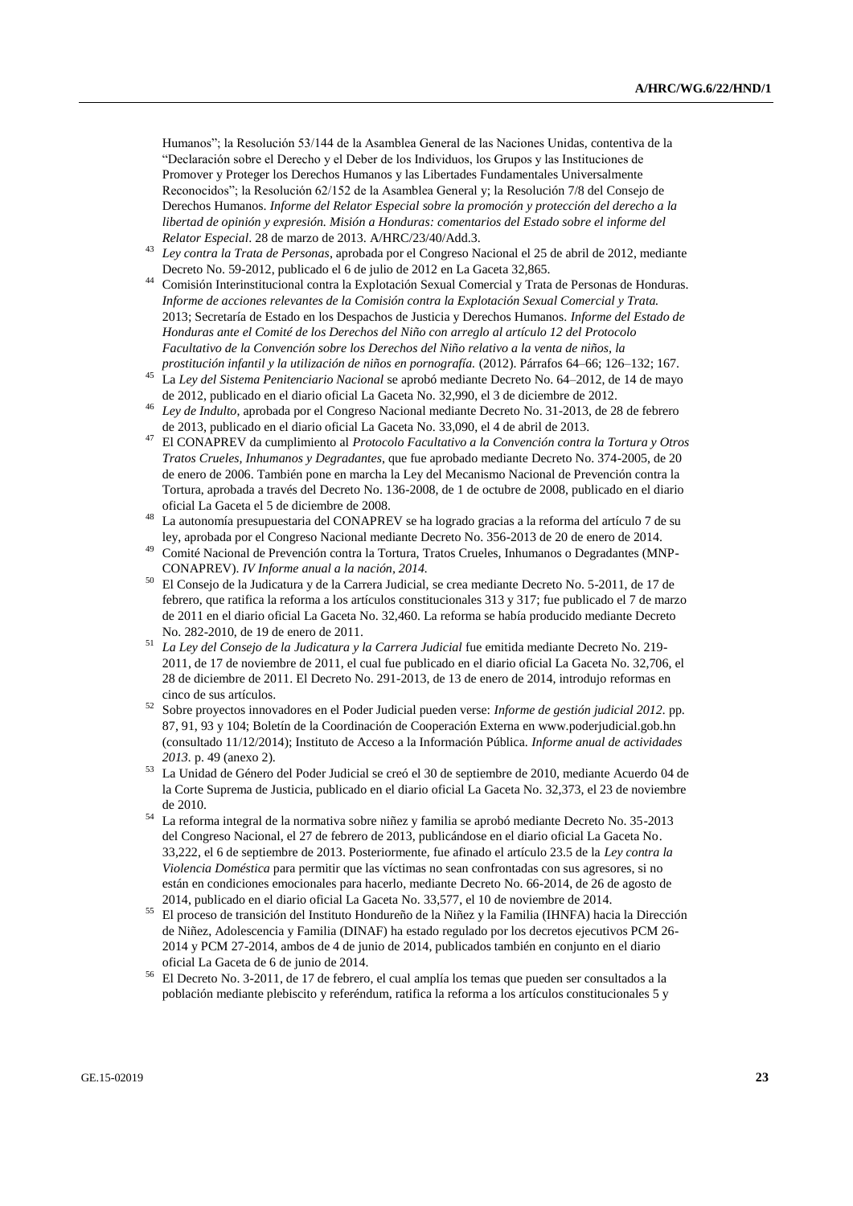Humanos"; la Resolución 53/144 de la Asamblea General de las Naciones Unidas, contentiva de la "Declaración sobre el Derecho y el Deber de los Individuos, los Grupos y las Instituciones de Promover y Proteger los Derechos Humanos y las Libertades Fundamentales Universalmente Reconocidos"; la Resolución 62/152 de la Asamblea General y; la Resolución 7/8 del Consejo de Derechos Humanos. *Informe del Relator Especial sobre la promoción y protección del derecho a la libertad de opinión y expresión. Misión a Honduras: comentarios del Estado sobre el informe del Relator Especial*. 28 de marzo de 2013. A/HRC/23/40/Add.3.

[43] *Ley contra la Trata de Personas*, aprobada por el Congreso Nacional el 25 de abril de 2012, mediante Decreto No. 59-2012, publicado el 6 de julio de 2012 en La Gaceta 32,865.

[44] Comisión Interinstitucional contra la Explotación Sexual Comercial y Trata de Personas de Honduras. *Informe de acciones relevantes de la Comisión contra la Explotación Sexual Comercial y Trata.* 2013; Secretaría de Estado en los Despachos de Justicia y Derechos Humanos. *Informe del Estado de Honduras ante el Comité de los Derechos del Niño con arreglo al artículo 12 del Protocolo Facultativo de la Convención sobre los Derechos del Niño relativo a la venta de niños, la prostitución infantil y la utilización de niños en pornografía.* (2012). Párrafos 64–66; 126–132; 167.

[45] La *Ley del Sistema Penitenciario Nacional* se aprobó mediante Decreto No. 64–2012, de 14 de mayo de 2012, publicado en el diario oficial La Gaceta No. 32,990, el 3 de diciembre de 2012.

[46] *Ley de Indulto*, aprobada por el Congreso Nacional mediante Decreto No. 31-2013, de 28 de febrero de 2013, publicado en el diario oficial La Gaceta No. 33,090, el 4 de abril de 2013.

[47] El CONAPREV da cumplimiento al *Protocolo Facultativo a la Convención contra la Tortura y Otros Tratos Crueles, Inhumanos y Degradantes*, que fue aprobado mediante Decreto No. 374-2005, de 20 de enero de 2006. También pone en marcha la Ley del Mecanismo Nacional de Prevención contra la Tortura, aprobada a través del Decreto No. 136-2008, de 1 de octubre de 2008, publicado en el diario oficial La Gaceta el 5 de diciembre de 2008.

[48] La autonomía presupuestaria del CONAPREV se ha logrado gracias a la reforma del artículo 7 de su ley, aprobada por el Congreso Nacional mediante Decreto No. 356-2013 de 20 de enero de 2014.

[49] Comité Nacional de Prevención contra la Tortura, Tratos Crueles, Inhumanos o Degradantes (MNP-CONAPREV). *IV Informe anual a la nación, 2014.*

[50] El Consejo de la Judicatura y de la Carrera Judicial, se crea mediante Decreto No. 5-2011, de 17 de febrero, que ratifica la reforma a los artículos constitucionales 313 y 317; fue publicado el 7 de marzo de 2011 en el diario oficial La Gaceta No. 32,460. La reforma se había producido mediante Decreto No. 282-2010, de 19 de enero de 2011.

[51] *La Ley del Consejo de la Judicatura y la Carrera Judicial* fue emitida mediante Decreto No. 219-2011, de 17 de noviembre de 2011, el cual fue publicado en el diario oficial La Gaceta No. 32,706, el 28 de diciembre de 2011. El Decreto No. 291-2013, de 13 de enero de 2014, introdujo reformas en cinco de sus artículos.

[52] Sobre proyectos innovadores en el Poder Judicial pueden verse: *Informe de gestión judicial 2012*. pp. 87, 91, 93 y 104; Boletín de la Coordinación de Cooperación Externa en www.poderjudicial.gob.hn (consultado 11/12/2014); Instituto de Acceso a la Información Pública. *Informe anual de actividades 2013*. p. 49 (anexo 2).

[53] La Unidad de Género del Poder Judicial se creó el 30 de septiembre de 2010, mediante Acuerdo 04 de la Corte Suprema de Justicia, publicado en el diario oficial La Gaceta No. 32,373, el 23 de noviembre de 2010.

[54] La reforma integral de la normativa sobre niñez y familia se aprobó mediante Decreto No. 35-2013 del Congreso Nacional, el 27 de febrero de 2013, publicándose en el diario oficial La Gaceta No. 33,222, el 6 de septiembre de 2013. Posteriormente, fue afinado el artículo 23.5 de la *Ley contra la Violencia Doméstica* para permitir que las víctimas no sean confrontadas con sus agresores, si no están en condiciones emocionales para hacerlo, mediante Decreto No. 66-2014, de 26 de agosto de 2014, publicado en el diario oficial La Gaceta No. 33,577, el 10 de noviembre de 2014.

[55] El proceso de transición del Instituto Hondureño de la Niñez y la Familia (IHNFA) hacia la Dirección de Niñez, Adolescencia y Familia (DINAF) ha estado regulado por los decretos ejecutivos PCM 26-2014 y PCM 27-2014, ambos de 4 de junio de 2014, publicados también en conjunto en el diario oficial La Gaceta de 6 de junio de 2014.

[56] El Decreto No. 3-2011, de 17 de febrero, el cual amplía los temas que pueden ser consultados a la población mediante plebiscito y referéndum, ratifica la reforma a los artículos constitucionales 5 y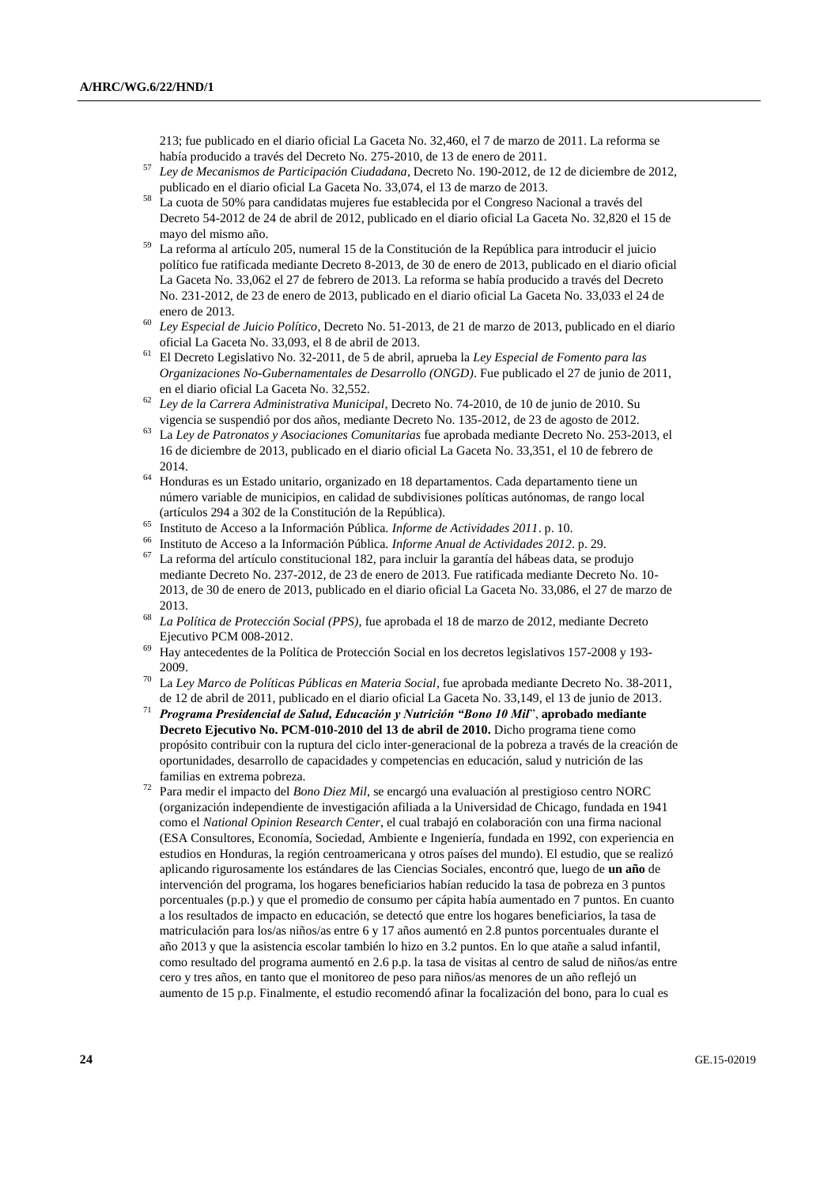213; fue publicado en el diario oficial La Gaceta No. 32,460, el 7 de marzo de 2011. La reforma se había producido a través del Decreto No. 275-2010, de 13 de enero de 2011.

[57] *Ley de Mecanismos de Participación Ciudadana*, Decreto No. 190-2012, de 12 de diciembre de 2012, publicado en el diario oficial La Gaceta No. 33,074, el 13 de marzo de 2013.

[58] La cuota de 50% para candidatas mujeres fue establecida por el Congreso Nacional a través del Decreto 54-2012 de 24 de abril de 2012, publicado en el diario oficial La Gaceta No. 32,820 el 15 de mayo del mismo año.

[59] La reforma al artículo 205, numeral 15 de la Constitución de la República para introducir el juicio político fue ratificada mediante Decreto 8-2013, de 30 de enero de 2013, publicado en el diario oficial La Gaceta No. 33,062 el 27 de febrero de 2013. La reforma se había producido a través del Decreto No. 231-2012, de 23 de enero de 2013, publicado en el diario oficial La Gaceta No. 33,033 el 24 de enero de 2013.

[60] *Ley Especial de Juicio Político*, Decreto No. 51-2013, de 21 de marzo de 2013, publicado en el diario oficial La Gaceta No. 33,093, el 8 de abril de 2013.

[61] El Decreto Legislativo No. 32-2011, de 5 de abril, aprueba la *Ley Especial de Fomento para las Organizaciones No-Gubernamentales de Desarrollo (ONGD)*. Fue publicado el 27 de junio de 2011, en el diario oficial La Gaceta No. 32,552.

[62] *Ley de la Carrera Administrativa Municipal*, Decreto No. 74-2010, de 10 de junio de 2010. Su vigencia se suspendió por dos años, mediante Decreto No. 135-2012, de 23 de agosto de 2012.

[63] La *Ley de Patronatos y Asociaciones Comunitarias* fue aprobada mediante Decreto No. 253-2013, el 16 de diciembre de 2013, publicado en el diario oficial La Gaceta No. 33,351, el 10 de febrero de 2014.

[64] Honduras es un Estado unitario, organizado en 18 departamentos. Cada departamento tiene un número variable de municipios, en calidad de subdivisiones políticas autónomas, de rango local (artículos 294 a 302 de la Constitución de la República).

[65] Instituto de Acceso a la Información Pública. *Informe de Actividades 2011*. p. 10.

[66] Instituto de Acceso a la Información Pública. *Informe Anual de Actividades 2012*. p. 29.

[67] La reforma del artículo constitucional 182, para incluir la garantía del hábeas data, se produjo mediante Decreto No. 237-2012, de 23 de enero de 2013. Fue ratificada mediante Decreto No. 10-2013, de 30 de enero de 2013, publicado en el diario oficial La Gaceta No. 33,086, el 27 de marzo de 2013.

[68] *La Política de Protección Social (PPS)*, fue aprobada el 18 de marzo de 2012, mediante Decreto Ejecutivo PCM 008-2012.

[69] Hay antecedentes de la Política de Protección Social en los decretos legislativos 157-2008 y 193-2009.

[70] La *Ley Marco de Políticas Públicas en Materia Social*, fue aprobada mediante Decreto No. 38-2011, de 12 de abril de 2011, publicado en el diario oficial La Gaceta No. 33,149, el 13 de junio de 2013.

[71] ***Programa Presidencial de Salud, Educación y Nutrición "Bono 10 Mil***", **aprobado mediante Decreto Ejecutivo No. PCM-010-2010 del 13 de abril de 2010.** Dicho programa tiene como propósito contribuir con la ruptura del ciclo inter-generacional de la pobreza a través de la creación de oportunidades, desarrollo de capacidades y competencias en educación, salud y nutrición de las familias en extrema pobreza.

[72] Para medir el impacto del *Bono Diez Mil*, se encargó una evaluación al prestigioso centro NORC (organización independiente de investigación afiliada a la Universidad de Chicago, fundada en 1941 como el *National Opinion Research Center*, el cual trabajó en colaboración con una firma nacional (ESA Consultores, Economía, Sociedad, Ambiente e Ingeniería, fundada en 1992, con experiencia en estudios en Honduras, la región centroamericana y otros países del mundo). El estudio, que se realizó aplicando rigurosamente los estándares de las Ciencias Sociales, encontró que, luego de **un año** de intervención del programa, los hogares beneficiarios habían reducido la tasa de pobreza en 3 puntos porcentuales (p.p.) y que el promedio de consumo per cápita había aumentado en 7 puntos. En cuanto a los resultados de impacto en educación, se detectó que entre los hogares beneficiarios, la tasa de matriculación para los/as niños/as entre 6 y 17 años aumentó en 2.8 puntos porcentuales durante el año 2013 y que la asistencia escolar también lo hizo en 3.2 puntos. En lo que atañe a salud infantil, como resultado del programa aumentó en 2.6 p.p. la tasa de visitas al centro de salud de niños/as entre cero y tres años, en tanto que el monitoreo de peso para niños/as menores de un año reflejó un aumento de 15 p.p. Finalmente, el estudio recomendó afinar la focalización del bono, para lo cual es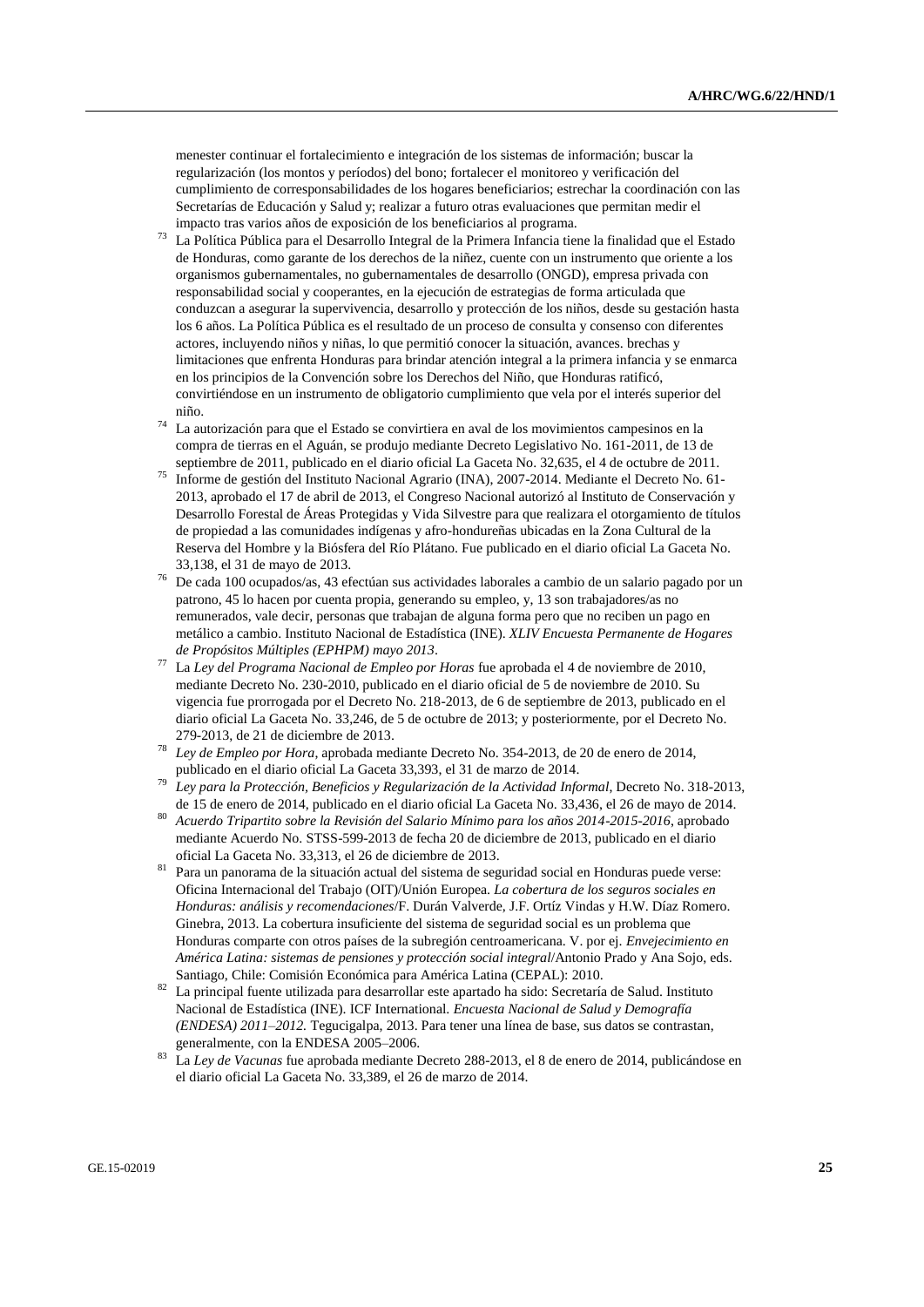menester continuar el fortalecimiento e integración de los sistemas de información; buscar la regularización (los montos y períodos) del bono; fortalecer el monitoreo y verificación del cumplimiento de corresponsabilidades de los hogares beneficiarios; estrechar la coordinación con las Secretarías de Educación y Salud y; realizar a futuro otras evaluaciones que permitan medir el impacto tras varios años de exposición de los beneficiarios al programa.

[73] La Política Pública para el Desarrollo Integral de la Primera Infancia tiene la finalidad que el Estado de Honduras, como garante de los derechos de la niñez, cuente con un instrumento que oriente a los organismos gubernamentales, no gubernamentales de desarrollo (ONGD), empresa privada con responsabilidad social y cooperantes, en la ejecución de estrategias de forma articulada que conduzcan a asegurar la supervivencia, desarrollo y protección de los niños, desde su gestación hasta los 6 años. La Política Pública es el resultado de un proceso de consulta y consenso con diferentes actores, incluyendo niños y niñas, lo que permitió conocer la situación, avances. brechas y limitaciones que enfrenta Honduras para brindar atención integral a la primera infancia y se enmarca en los principios de la Convención sobre los Derechos del Niño, que Honduras ratificó, convirtiéndose en un instrumento de obligatorio cumplimiento que vela por el interés superior del niño.

[74] La autorización para que el Estado se convirtiera en aval de los movimientos campesinos en la compra de tierras en el Aguán, se produjo mediante Decreto Legislativo No. 161-2011, de 13 de septiembre de 2011, publicado en el diario oficial La Gaceta No. 32,635, el 4 de octubre de 2011.

[75] Informe de gestión del Instituto Nacional Agrario (INA), 2007-2014. Mediante el Decreto No. 61-2013, aprobado el 17 de abril de 2013, el Congreso Nacional autorizó al Instituto de Conservación y Desarrollo Forestal de Áreas Protegidas y Vida Silvestre para que realizara el otorgamiento de títulos de propiedad a las comunidades indígenas y afro-hondureñas ubicadas en la Zona Cultural de la Reserva del Hombre y la Biósfera del Río Plátano. Fue publicado en el diario oficial La Gaceta No. 33,138, el 31 de mayo de 2013.

[76] De cada 100 ocupados/as, 43 efectúan sus actividades laborales a cambio de un salario pagado por un patrono, 45 lo hacen por cuenta propia, generando su empleo, y, 13 son trabajadores/as no remunerados, vale decir, personas que trabajan de alguna forma pero que no reciben un pago en metálico a cambio. Instituto Nacional de Estadística (INE). *XLIV Encuesta Permanente de Hogares de Propósitos Múltiples (EPHPM) mayo 2013*.

[77] La *Ley del Programa Nacional de Empleo por Horas* fue aprobada el 4 de noviembre de 2010, mediante Decreto No. 230-2010, publicado en el diario oficial de 5 de noviembre de 2010. Su vigencia fue prorrogada por el Decreto No. 218-2013, de 6 de septiembre de 2013, publicado en el diario oficial La Gaceta No. 33,246, de 5 de octubre de 2013; y posteriormente, por el Decreto No. 279-2013, de 21 de diciembre de 2013.

[78] *Ley de Empleo por Hora*, aprobada mediante Decreto No. 354-2013, de 20 de enero de 2014, publicado en el diario oficial La Gaceta 33,393, el 31 de marzo de 2014.

[79] *Ley para la Protección, Beneficios y Regularización de la Actividad Informal*, Decreto No. 318-2013, de 15 de enero de 2014, publicado en el diario oficial La Gaceta No. 33,436, el 26 de mayo de 2014.

[80] *Acuerdo Tripartito sobre la Revisión del Salario Mínimo para los años 2014-2015-2016*, aprobado mediante Acuerdo No. STSS-599-2013 de fecha 20 de diciembre de 2013, publicado en el diario oficial La Gaceta No. 33,313, el 26 de diciembre de 2013.

[81] Para un panorama de la situación actual del sistema de seguridad social en Honduras puede verse: Oficina Internacional del Trabajo (OIT)/Unión Europea. *La cobertura de los seguros sociales en Honduras: análisis y recomendaciones*/F. Durán Valverde, J.F. Ortíz Vindas y H.W. Díaz Romero. Ginebra, 2013. La cobertura insuficiente del sistema de seguridad social es un problema que Honduras comparte con otros países de la subregión centroamericana. V. por ej. *Envejecimiento en América Latina: sistemas de pensiones y protección social integral*/Antonio Prado y Ana Sojo, eds. Santiago, Chile: Comisión Económica para América Latina (CEPAL): 2010.

[82] La principal fuente utilizada para desarrollar este apartado ha sido: Secretaría de Salud. Instituto Nacional de Estadística (INE). ICF International. *Encuesta Nacional de Salud y Demografía (ENDESA) 2011–2012.* Tegucigalpa, 2013. Para tener una línea de base, sus datos se contrastan, generalmente, con la ENDESA 2005–2006.

[83] La *Ley de Vacunas* fue aprobada mediante Decreto 288-2013, el 8 de enero de 2014, publicándose en el diario oficial La Gaceta No. 33,389, el 26 de marzo de 2014.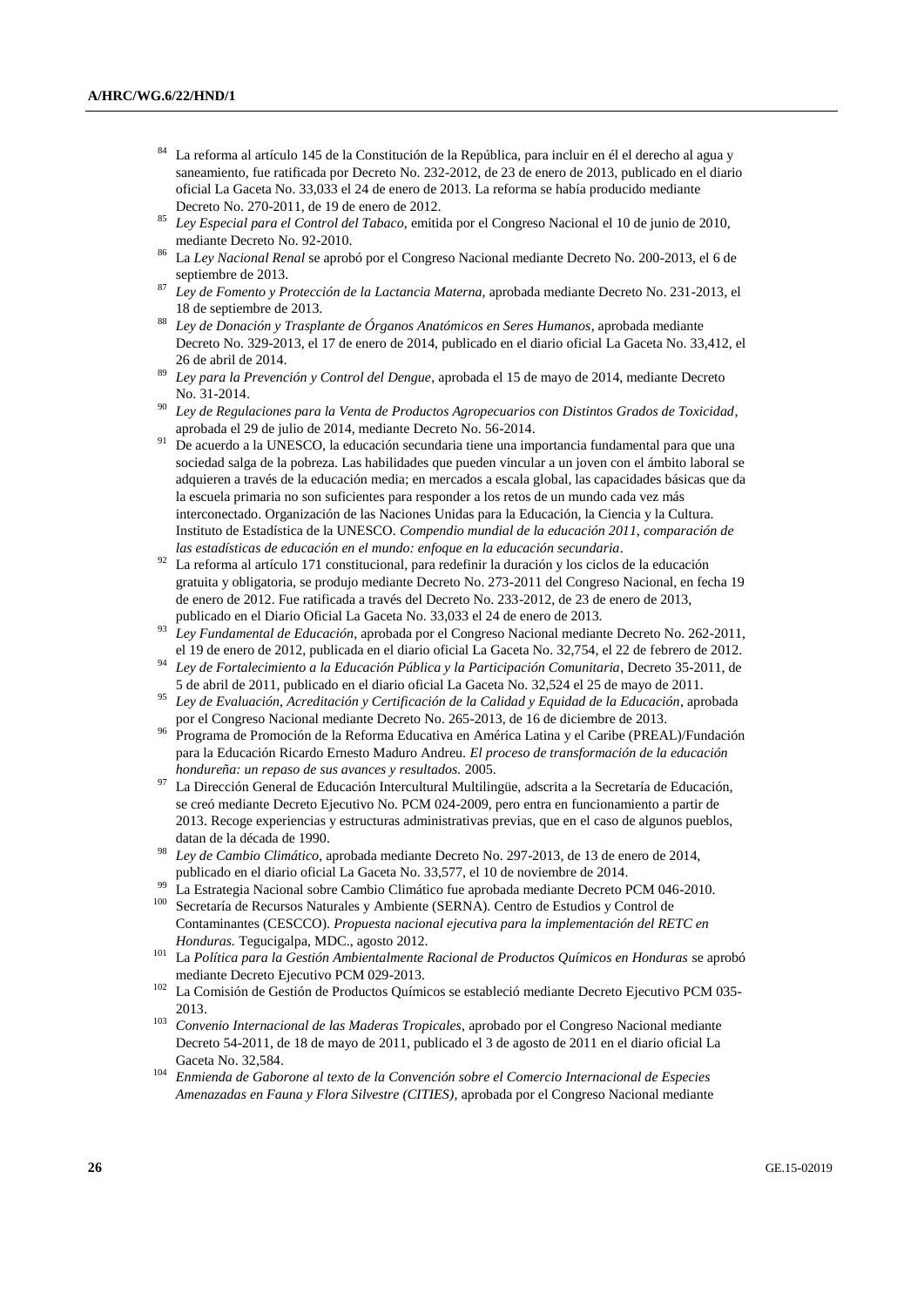[84] La reforma al artículo 145 de la Constitución de la República, para incluir en él el derecho al agua y saneamiento, fue ratificada por Decreto No. 232-2012, de 23 de enero de 2013, publicado en el diario oficial La Gaceta No. 33,033 el 24 de enero de 2013. La reforma se había producido mediante Decreto No. 270-2011, de 19 de enero de 2012.

[85] *Ley Especial para el Control del Tabaco*, emitida por el Congreso Nacional el 10 de junio de 2010, mediante Decreto No. 92-2010.

[86] La *Ley Nacional Renal* se aprobó por el Congreso Nacional mediante Decreto No. 200-2013, el 6 de septiembre de 2013.

[87] *Ley de Fomento y Protección de la Lactancia Materna*, aprobada mediante Decreto No. 231-2013, el 18 de septiembre de 2013.

[88] *Ley de Donación y Trasplante de Órganos Anatómicos en Seres Humanos*, aprobada mediante Decreto No. 329-2013, el 17 de enero de 2014, publicado en el diario oficial La Gaceta No. 33,412, el 26 de abril de 2014.

[89] *Ley para la Prevención y Control del Dengue*, aprobada el 15 de mayo de 2014, mediante Decreto No. 31-2014.

[90] *Ley de Regulaciones para la Venta de Productos Agropecuarios con Distintos Grados de Toxicidad*, aprobada el 29 de julio de 2014, mediante Decreto No. 56-2014.

[91] De acuerdo a la UNESCO, la educación secundaria tiene una importancia fundamental para que una sociedad salga de la pobreza. Las habilidades que pueden vincular a un joven con el ámbito laboral se adquieren a través de la educación media; en mercados a escala global, las capacidades básicas que da la escuela primaria no son suficientes para responder a los retos de un mundo cada vez más interconectado. Organización de las Naciones Unidas para la Educación, la Ciencia y la Cultura. Instituto de Estadística de la UNESCO. *Compendio mundial de la educación 2011, comparación de las estadísticas de educación en el mundo: enfoque en la educación secundaria*.

[92] La reforma al artículo 171 constitucional, para redefinir la duración y los ciclos de la educación gratuita y obligatoria, se produjo mediante Decreto No. 273-2011 del Congreso Nacional, en fecha 19 de enero de 2012. Fue ratificada a través del Decreto No. 233-2012, de 23 de enero de 2013, publicado en el Diario Oficial La Gaceta No. 33,033 el 24 de enero de 2013.

[93] *Ley Fundamental de Educación*, aprobada por el Congreso Nacional mediante Decreto No. 262-2011, el 19 de enero de 2012, publicada en el diario oficial La Gaceta No. 32,754, el 22 de febrero de 2012.

[94] *Ley de Fortalecimiento a la Educación Pública y la Participación Comunitaria*, Decreto 35-2011, de 5 de abril de 2011, publicado en el diario oficial La Gaceta No. 32,524 el 25 de mayo de 2011.

[95] *Ley de Evaluación, Acreditación y Certificación de la Calidad y Equidad de la Educación*, aprobada por el Congreso Nacional mediante Decreto No. 265-2013, de 16 de diciembre de 2013.

[96] Programa de Promoción de la Reforma Educativa en América Latina y el Caribe (PREAL)/Fundación para la Educación Ricardo Ernesto Maduro Andreu. *El proceso de transformación de la educación hondureña: un repaso de sus avances y resultados.* 2005.

[97] La Dirección General de Educación Intercultural Multilingüe, adscrita a la Secretaría de Educación, se creó mediante Decreto Ejecutivo No. PCM 024-2009, pero entra en funcionamiento a partir de 2013. Recoge experiencias y estructuras administrativas previas, que en el caso de algunos pueblos, datan de la década de 1990.

[98] *Ley de Cambio Climático*, aprobada mediante Decreto No. 297-2013, de 13 de enero de 2014, publicado en el diario oficial La Gaceta No. 33,577, el 10 de noviembre de 2014.

[99] La Estrategia Nacional sobre Cambio Climático fue aprobada mediante Decreto PCM 046-2010.

[100] Secretaría de Recursos Naturales y Ambiente (SERNA). Centro de Estudios y Control de Contaminantes (CESCCO). *Propuesta nacional ejecutiva para la implementación del RETC en Honduras.* Tegucigalpa, MDC., agosto 2012.

[101] La *Política para la Gestión Ambientalmente Racional de Productos Químicos en Honduras* se aprobó mediante Decreto Ejecutivo PCM 029-2013.

[102] La Comisión de Gestión de Productos Químicos se estableció mediante Decreto Ejecutivo PCM 035-2013.

[103] *Convenio Internacional de las Maderas Tropicales*, aprobado por el Congreso Nacional mediante Decreto 54-2011, de 18 de mayo de 2011, publicado el 3 de agosto de 2011 en el diario oficial La Gaceta No. 32,584.

[104] *Enmienda de Gaborone al texto de la Convención sobre el Comercio Internacional de Especies Amenazadas en Fauna y Flora Silvestre (CITIES)*, aprobada por el Congreso Nacional mediante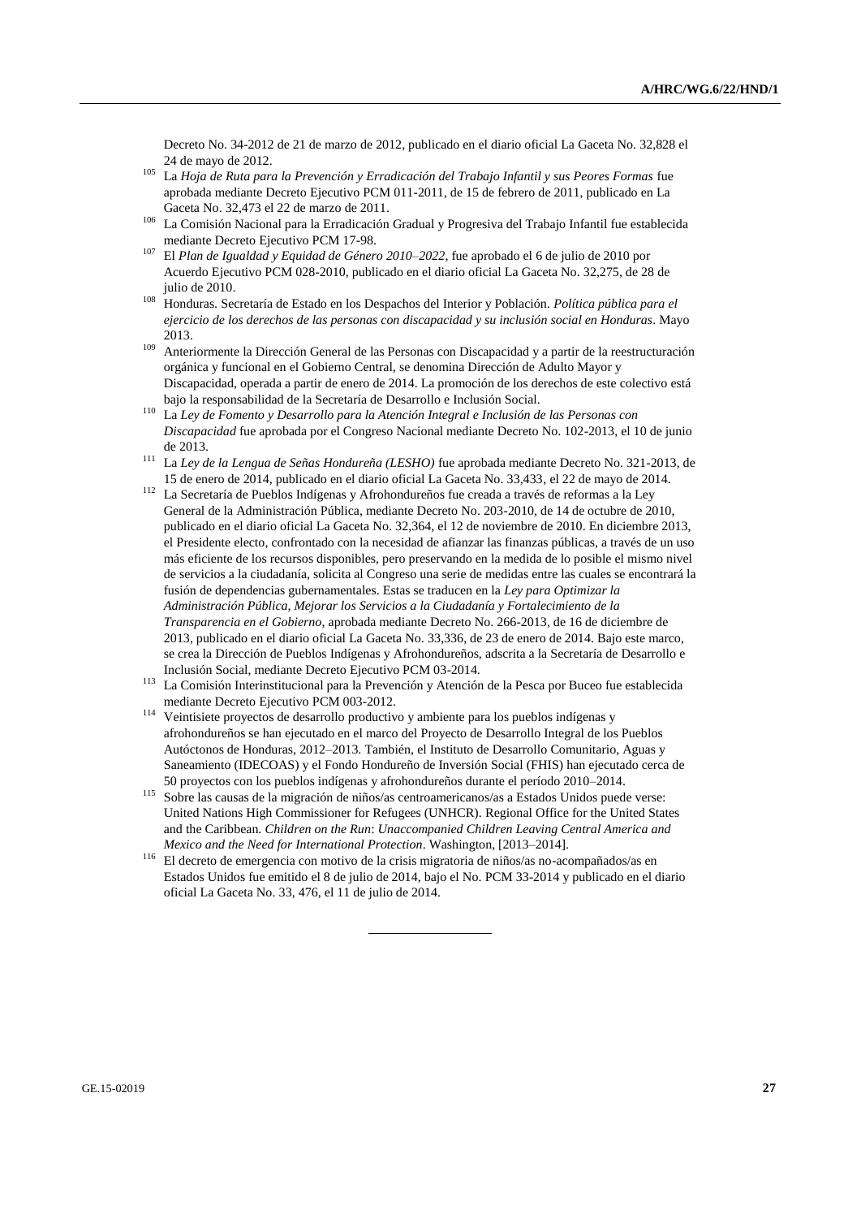Decreto No. 34-2012 de 21 de marzo de 2012, publicado en el diario oficial La Gaceta No. 32,828 el 24 de mayo de 2012.

[105] La *Hoja de Ruta para la Prevención y Erradicación del Trabajo Infantil y sus Peores Formas* fue aprobada mediante Decreto Ejecutivo PCM 011-2011, de 15 de febrero de 2011, publicado en La Gaceta No. 32,473 el 22 de marzo de 2011.

[106] La Comisión Nacional para la Erradicación Gradual y Progresiva del Trabajo Infantil fue establecida mediante Decreto Ejecutivo PCM 17-98.

[107] El *Plan de Igualdad y Equidad de Género 2010–2022*, fue aprobado el 6 de julio de 2010 por Acuerdo Ejecutivo PCM 028-2010, publicado en el diario oficial La Gaceta No. 32,275, de 28 de julio de 2010.

[108] Honduras. Secretaría de Estado en los Despachos del Interior y Población. *Política pública para el ejercicio de los derechos de las personas con discapacidad y su inclusión social en Honduras*. Mayo 2013.

[109] Anteriormente la Dirección General de las Personas con Discapacidad y a partir de la reestructuración orgánica y funcional en el Gobierno Central, se denomina Dirección de Adulto Mayor y Discapacidad, operada a partir de enero de 2014. La promoción de los derechos de este colectivo está bajo la responsabilidad de la Secretaría de Desarrollo e Inclusión Social.

[110] La *Ley de Fomento y Desarrollo para la Atención Integral e Inclusión de las Personas con Discapacidad* fue aprobada por el Congreso Nacional mediante Decreto No. 102-2013, el 10 de junio de 2013.

[111] La *Ley de la Lengua de Señas Hondureña (LESHO)* fue aprobada mediante Decreto No. 321-2013, de 15 de enero de 2014, publicado en el diario oficial La Gaceta No. 33,433, el 22 de mayo de 2014.

[112] La Secretaría de Pueblos Indígenas y Afrohondureños fue creada a través de reformas a la Ley General de la Administración Pública, mediante Decreto No. 203-2010, de 14 de octubre de 2010, publicado en el diario oficial La Gaceta No. 32,364, el 12 de noviembre de 2010. En diciembre 2013, el Presidente electo, confrontado con la necesidad de afianzar las finanzas públicas, a través de un uso más eficiente de los recursos disponibles, pero preservando en la medida de lo posible el mismo nivel de servicios a la ciudadanía, solicita al Congreso una serie de medidas entre las cuales se encontrará la fusión de dependencias gubernamentales. Estas se traducen en la *Ley para Optimizar la Administración Pública, Mejorar los Servicios a la Ciudadanía y Fortalecimiento de la Transparencia en el Gobierno*, aprobada mediante Decreto No. 266-2013, de 16 de diciembre de 2013, publicado en el diario oficial La Gaceta No. 33,336, de 23 de enero de 2014. Bajo este marco, se crea la Dirección de Pueblos Indígenas y Afrohondureños, adscrita a la Secretaría de Desarrollo e Inclusión Social, mediante Decreto Ejecutivo PCM 03-2014.

[113] La Comisión Interinstitucional para la Prevención y Atención de la Pesca por Buceo fue establecida mediante Decreto Ejecutivo PCM 003-2012.

[114] Veintisiete proyectos de desarrollo productivo y ambiente para los pueblos indígenas y afrohondureños se han ejecutado en el marco del Proyecto de Desarrollo Integral de los Pueblos Autóctonos de Honduras, 2012–2013. También, el Instituto de Desarrollo Comunitario, Aguas y Saneamiento (IDECOAS) y el Fondo Hondureño de Inversión Social (FHIS) han ejecutado cerca de 50 proyectos con los pueblos indígenas y afrohondureños durante el período 2010–2014.

[115] Sobre las causas de la migración de niños/as centroamericanos/as a Estados Unidos puede verse: United Nations High Commissioner for Refugees (UNHCR). Regional Office for the United States and the Caribbean. *Children on the Run*: *Unaccompanied Children Leaving Central America and Mexico and the Need for International Protection*. Washington, [2013–2014].

[116] El decreto de emergencia con motivo de la crisis migratoria de niños/as no-acompañados/as en Estados Unidos fue emitido el 8 de julio de 2014, bajo el No. PCM 33-2014 y publicado en el diario oficial La Gaceta No. 33, 476, el 11 de julio de 2014.